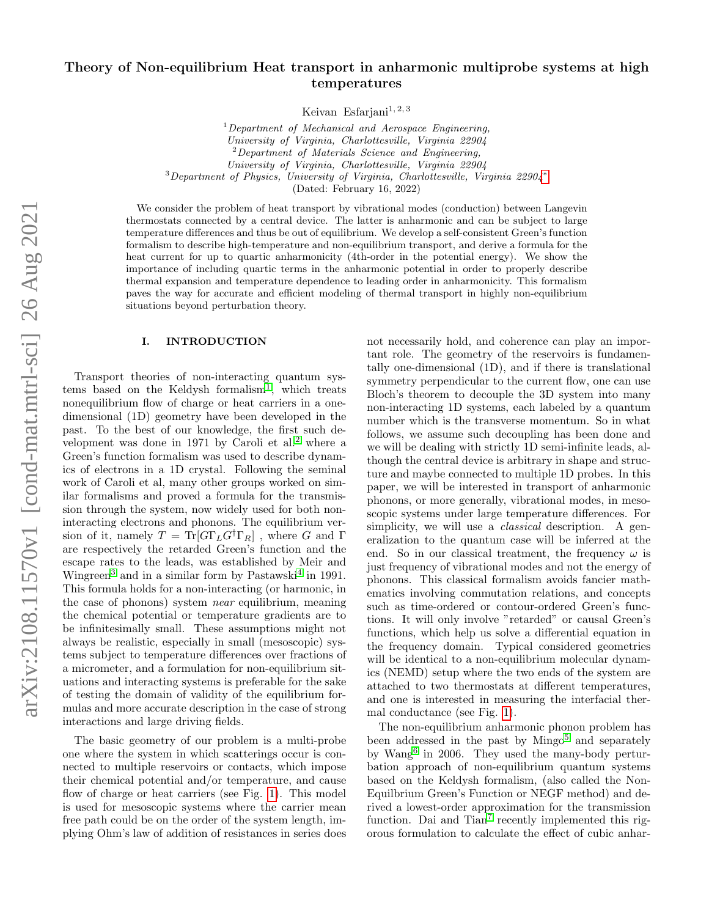# Theory of Non-equilibrium Heat transport in anharmonic multiprobe systems at high temperatures

Keivan Esfarjani[1,2,3]

[1] *Department of Mechanical and Aerospace Engineering, University of Virginia, Charlottesville, Virginia 22904*
[2] *Department of Materials Science and Engineering, University of Virginia, Charlottesville, Virginia 22904*
[3] *Department of Physics, University of Virginia, Charlottesville, Virginia 22904*[*]

(Dated: February 16, 2022)

We consider the problem of heat transport by vibrational modes (conduction) between Langevin thermostats connected by a central device. The latter is anharmonic and can be subject to large temperature differences and thus be out of equilibrium. We develop a self-consistent Green's function formalism to describe high-temperature and non-equilibrium transport, and derive a formula for the heat current for up to quartic anharmonicity (4th-order in the potential energy). We show the importance of including quartic terms in the anharmonic potential in order to properly describe thermal expansion and temperature dependence to leading order in anharmonicity. This formalism paves the way for accurate and efficient modeling of thermal transport in highly non-equilibrium situations beyond perturbation theory.

## I. INTRODUCTION

Transport theories of non-interacting quantum systems based on the Keldysh formalism[1], which treats nonequilibrium flow of charge or heat carriers in a one-dimensional (1D) geometry have been developed in the past. To the best of our knowledge, the first such development was done in 1971 by Caroli et al.[2] where a Green's function formalism was used to describe dynamics of electrons in a 1D crystal. Following the seminal work of Caroli et al, many other groups worked on similar formalisms and proved a formula for the transmission through the system, now widely used for both non-interacting electrons and phonons. The equilibrium version of it, namely $T = \mathrm{Tr}[G\Gamma_L G^\dagger \Gamma_R]$ , where $G$ and $\Gamma$ are respectively the retarded Green's function and the escape rates to the leads, was established by Meir and Wingreen[3] and in a similar form by Pastawski[4] in 1991. This formula holds for a non-interacting (or harmonic, in the case of phonons) system *near* equilibrium, meaning the chemical potential or temperature gradients are to be infinitesimally small. These assumptions might not always be realistic, especially in small (mesoscopic) systems subject to temperature differences over fractions of a micrometer, and a formulation for non-equilibrium situations and interacting systems is preferable for the sake of testing the domain of validity of the equilibrium formulas and more accurate description in the case of strong interactions and large driving fields.

The basic geometry of our problem is a multi-probe one where the system in which scatterings occur is connected to multiple reservoirs or contacts, which impose their chemical potential and/or temperature, and cause flow of charge or heat carriers (see Fig. 1). This model is used for mesoscopic systems where the carrier mean free path could be on the order of the system length, implying Ohm's law of addition of resistances in series does not necessarily hold, and coherence can play an important role. The geometry of the reservoirs is fundamentally one-dimensional (1D), and if there is translational symmetry perpendicular to the current flow, one can use Bloch's theorem to decouple the 3D system into many non-interacting 1D systems, each labeled by a quantum number which is the transverse momentum. So in what follows, we assume such decoupling has been done and we will be dealing with strictly 1D semi-infinite leads, although the central device is arbitrary in shape and structure and maybe connected to multiple 1D probes. In this paper, we will be interested in transport of anharmonic phonons, or more generally, vibrational modes, in mesoscopic systems under large temperature differences. For simplicity, we will use a *classical* description. A generalization to the quantum case will be inferred at the end. So in our classical treatment, the frequency $\omega$ is just frequency of vibrational modes and not the energy of phonons. This classical formalism avoids fancier mathematics involving commutation relations, and concepts such as time-ordered or contour-ordered Green's functions. It will only involve "retarded" or causal Green's functions, which help us solve a differential equation in the frequency domain. Typical considered geometries will be identical to a non-equilibrium molecular dynamics (NEMD) setup where the two ends of the system are attached to two thermostats at different temperatures, and one is interested in measuring the interfacial thermal conductance (see Fig. 1).

The non-equilibrium anharmonic phonon problem has been addressed in the past by Mingo[5] and separately by Wang[6] in 2006. They used the many-body perturbation approach of non-equilibrium quantum systems based on the Keldysh formalism, (also called the Non-Equilbrium Green's Function or NEGF method) and derived a lowest-order approximation for the transmission function. Dai and Tian[7] recently implemented this rigorous formulation to calculate the effect of cubic anhar-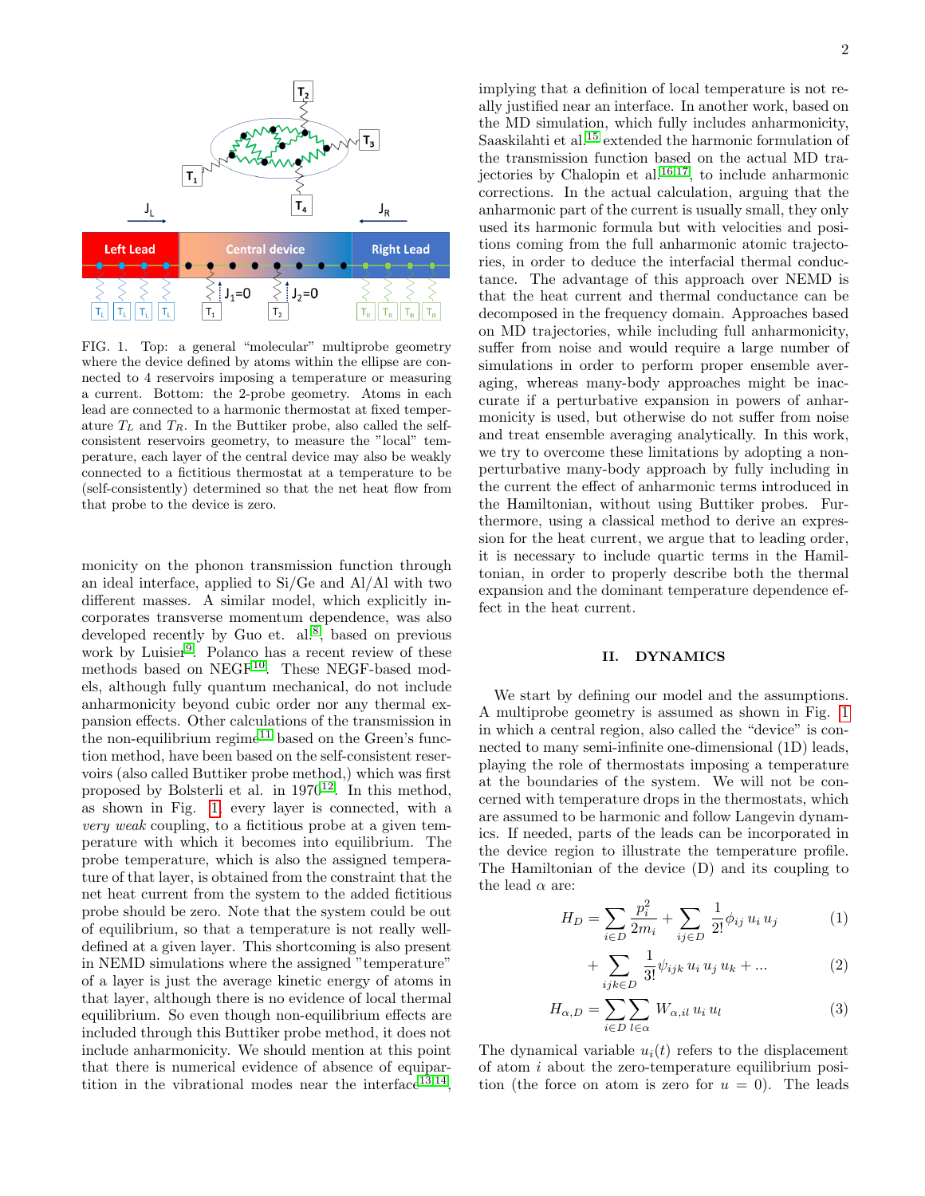FIG. 1. Top: a general "molecular" multiprobe geometry where the device defined by atoms within the ellipse are connected to 4 reservoirs imposing a temperature or measuring a current. Bottom: the 2-probe geometry. Atoms in each lead are connected to a harmonic thermostat at fixed temperature $T_L$ and $T_R$. In the Buttiker probe, also called the self-consistent reservoirs geometry, to measure the "local" temperature, each layer of the central device may also be weakly connected to a fictitious thermostat at a temperature to be (self-consistently) determined so that the net heat flow from that probe to the device is zero.

monicity on the phonon transmission function through an ideal interface, applied to Si/Ge and Al/Al with two different masses. A similar model, which explicitly incorporates transverse momentum dependence, was also developed recently by Guo et. al.[8], based on previous work by Luisier[9]. Polanco has a recent review of these methods based on NEGF[10]. These NEGF-based models, although fully quantum mechanical, do not include anharmonicity beyond cubic order nor any thermal expansion effects. Other calculations of the transmission in the non-equilibrium regime[11] based on the Green's function method, have been based on the self-consistent reservoirs (also called Buttiker probe method,) which was first proposed by Bolsterli et al. in 1970[12]. In this method, as shown in Fig. 1, every layer is connected, with a *very weak* coupling, to a fictitious probe at a given temperature with which it becomes into equilibrium. The probe temperature, which is also the assigned temperature of that layer, is obtained from the constraint that the net heat current from the system to the added fictitious probe should be zero. Note that the system could be out of equilibrium, so that a temperature is not really well-defined at a given layer. This shortcoming is also present in NEMD simulations where the assigned "temperature" of a layer is just the average kinetic energy of atoms in that layer, although there is no evidence of local thermal equilibrium. So even though non-equilibrium effects are included through this Buttiker probe method, it does not include anharmonicity. We should mention at this point that there is numerical evidence of absence of equipartition in the vibrational modes near the interface[13,14], implying that a definition of local temperature is not really justified near an interface. In another work, based on the MD simulation, which fully includes anharmonicity, Saaskilahti et al.[15] extended the harmonic formulation of the transmission function based on the actual MD trajectories by Chalopin et al.[16,17], to include anharmonic corrections. In the actual calculation, arguing that the anharmonic part of the current is usually small, they only used its harmonic formula but with velocities and positions coming from the full anharmonic atomic trajectories, in order to deduce the interfacial thermal conductance. The advantage of this approach over NEMD is that the heat current and thermal conductance can be decomposed in the frequency domain. Approaches based on MD trajectories, while including full anharmonicity, suffer from noise and would require a large number of simulations in order to perform proper ensemble averaging, whereas many-body approaches might be inaccurate if a perturbative expansion in powers of anharmonicity is used, but otherwise do not suffer from noise and treat ensemble averaging analytically. In this work, we try to overcome these limitations by adopting a non-perturbative many-body approach by fully including in the current the effect of anharmonic terms introduced in the Hamiltonian, without using Buttiker probes. Furthermore, using a classical method to derive an expression for the heat current, we argue that to leading order, it is necessary to include quartic terms in the Hamiltonian, in order to properly describe both the thermal expansion and the dominant temperature dependence effect in the heat current.

## II. DYNAMICS

We start by defining our model and the assumptions. A multiprobe geometry is assumed as shown in Fig. 1 in which a central region, also called the "device" is connected to many semi-infinite one-dimensional (1D) leads, playing the role of thermostats imposing a temperature at the boundaries of the system. We will not be concerned with temperature drops in the thermostats, which are assumed to be harmonic and follow Langevin dynamics. If needed, parts of the leads can be incorporated in the device region to illustrate the temperature profile. The Hamiltonian of the device (D) and its coupling to the lead $\alpha$ are:

$$H_D = \sum_{i\in D} \frac{p_i^2}{2m_i} + \sum_{ij\in D} \frac{1}{2!}\phi_{ij}\, u_i\, u_j \tag{1}$$

$$+ \sum_{ijk\in D} \frac{1}{3!}\psi_{ijk}\, u_i\, u_j\, u_k + ... \tag{2}$$

$$H_{\alpha,D} = \sum_{i\in D}\sum_{l\in\alpha} W_{\alpha,il}\, u_i\, u_l \tag{3}$$

The dynamical variable $u_i(t)$ refers to the displacement of atom $i$ about the zero-temperature equilibrium position (the force on atom is zero for $u = 0$). The leads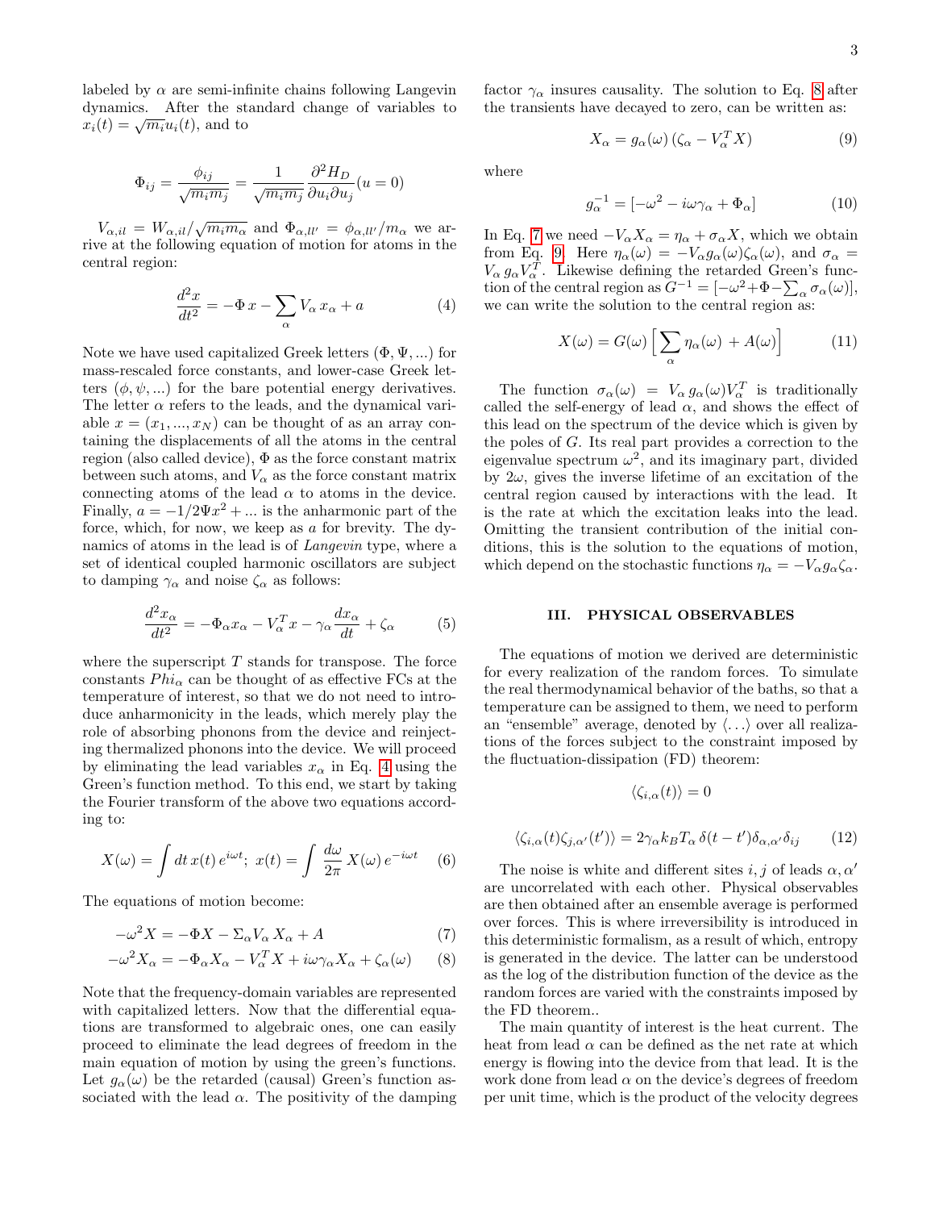labeled by $\alpha$ are semi-infinite chains following Langevin dynamics. After the standard change of variables to $x_i(t) = \sqrt{m_i}u_i(t)$, and to

$$\Phi_{ij} = \frac{\phi_{ij}}{\sqrt{m_i m_j}} = \frac{1}{\sqrt{m_i m_j}} \frac{\partial^2 H_D}{\partial u_i \partial u_j}(u=0)$$

$V_{\alpha,il} = W_{\alpha,il}/\sqrt{m_i m_\alpha}$ and $\Phi_{\alpha,ll'} = \phi_{\alpha,ll'}/m_\alpha$ we arrive at the following equation of motion for atoms in the central region:

$$\frac{d^2 x}{dt^2} = -\Phi\, x - \sum_\alpha V_\alpha\, x_\alpha + a \tag{4}$$

Note we have used capitalized Greek letters $(\Phi, \Psi, ...)$ for mass-rescaled force constants, and lower-case Greek letters $(\phi, \psi, ...)$ for the bare potential energy derivatives. The letter $\alpha$ refers to the leads, and the dynamical variable $x = (x_1, ..., x_N)$ can be thought of as an array containing the displacements of all the atoms in the central region (also called device), $\Phi$ as the force constant matrix between such atoms, and $V_\alpha$ as the force constant matrix connecting atoms of the lead $\alpha$ to atoms in the device. Finally, $a = -1/2\Psi x^2 + ...$ is the anharmonic part of the force, which, for now, we keep as $a$ for brevity. The dynamics of atoms in the lead is of *Langevin* type, where a set of identical coupled harmonic oscillators are subject to damping $\gamma_\alpha$ and noise $\zeta_\alpha$ as follows:

$$\frac{d^2 x_\alpha}{dt^2} = -\Phi_\alpha x_\alpha - V_\alpha^T x - \gamma_\alpha \frac{dx_\alpha}{dt} + \zeta_\alpha \tag{5}$$

where the superscript $T$ stands for transpose. The force constants $Phi_\alpha$ can be thought of as effective FCs at the temperature of interest, so that we do not need to introduce anharmonicity in the leads, which merely play the role of absorbing phonons from the device and reinjecting thermalized phonons into the device. We will proceed by eliminating the lead variables $x_\alpha$ in Eq. 4 using the Green's function method. To this end, we start by taking the Fourier transform of the above two equations according to:

$$X(\omega) = \int dt\, x(t)\, e^{i\omega t};\;\; x(t) = \int \frac{d\omega}{2\pi}\, X(\omega)\, e^{-i\omega t} \tag{6}$$

The equations of motion become:

$$-\omega^2 X = -\Phi X - \Sigma_\alpha V_\alpha\, X_\alpha + A \tag{7}$$

$$-\omega^2 X_\alpha = -\Phi_\alpha X_\alpha - V_\alpha^T X + i\omega\gamma_\alpha X_\alpha + \zeta_\alpha(\omega) \tag{8}$$

Note that the frequency-domain variables are represented with capitalized letters. Now that the differential equations are transformed to algebraic ones, one can easily proceed to eliminate the lead degrees of freedom in the main equation of motion by using the green's functions. Let $g_\alpha(\omega)$ be the retarded (causal) Green's function associated with the lead $\alpha$. The positivity of the damping factor $\gamma_\alpha$ insures causality. The solution to Eq. 8 after the transients have decayed to zero, can be written as:

$$X_\alpha = g_\alpha(\omega)\,(\zeta_\alpha - V_\alpha^T X) \tag{9}$$

where

$$g_\alpha^{-1} = [-\omega^2 - i\omega\gamma_\alpha + \Phi_\alpha] \tag{10}$$

In Eq. 7 we need $-V_\alpha X_\alpha = \eta_\alpha + \sigma_\alpha X$, which we obtain from Eq. 9. Here $\eta_\alpha(\omega) = -V_\alpha g_\alpha(\omega)\zeta_\alpha(\omega)$, and $\sigma_\alpha = V_\alpha\, g_\alpha V_\alpha^T$. Likewise defining the retarded Green's function of the central region as $G^{-1} = [-\omega^2 + \Phi - \sum_\alpha \sigma_\alpha(\omega)]$, we can write the solution to the central region as:

$$X(\omega) = G(\omega) \Big[\sum_\alpha \eta_\alpha(\omega)\, + A(\omega)\Big] \tag{11}$$

The function $\sigma_\alpha(\omega) = V_\alpha\, g_\alpha(\omega) V_\alpha^T$ is traditionally called the self-energy of lead $\alpha$, and shows the effect of this lead on the spectrum of the device which is given by the poles of $G$. Its real part provides a correction to the eigenvalue spectrum $\omega^2$, and its imaginary part, divided by $2\omega$, gives the inverse lifetime of an excitation of the central region caused by interactions with the lead. It is the rate at which the excitation leaks into the lead. Omitting the transient contribution of the initial conditions, this is the solution to the equations of motion, which depend on the stochastic functions $\eta_\alpha = -V_\alpha g_\alpha \zeta_\alpha$.

## III. PHYSICAL OBSERVABLES

The equations of motion we derived are deterministic for every realization of the random forces. To simulate the real thermodynamical behavior of the baths, so that a temperature can be assigned to them, we need to perform an "ensemble" average, denoted by $\langle \ldots \rangle$ over all realizations of the forces subject to the constraint imposed by the fluctuation-dissipation (FD) theorem:

$$\langle \zeta_{i,\alpha}(t) \rangle = 0$$

$$\langle \zeta_{i,\alpha}(t)\zeta_{j,\alpha'}(t') \rangle = 2\gamma_\alpha k_B T_\alpha\, \delta(t-t')\delta_{\alpha,\alpha'}\delta_{ij} \tag{12}$$

The noise is white and different sites $i, j$ of leads $\alpha, \alpha'$ are uncorrelated with each other. Physical observables are then obtained after an ensemble average is performed over forces. This is where irreversibility is introduced in this deterministic formalism, as a result of which, entropy is generated in the device. The latter can be understood as the log of the distribution function of the device as the random forces are varied with the constraints imposed by the FD theorem..

The main quantity of interest is the heat current. The heat from lead $\alpha$ can be defined as the net rate at which energy is flowing into the device from that lead. It is the work done from lead $\alpha$ on the device's degrees of freedom per unit time, which is the product of the velocity degrees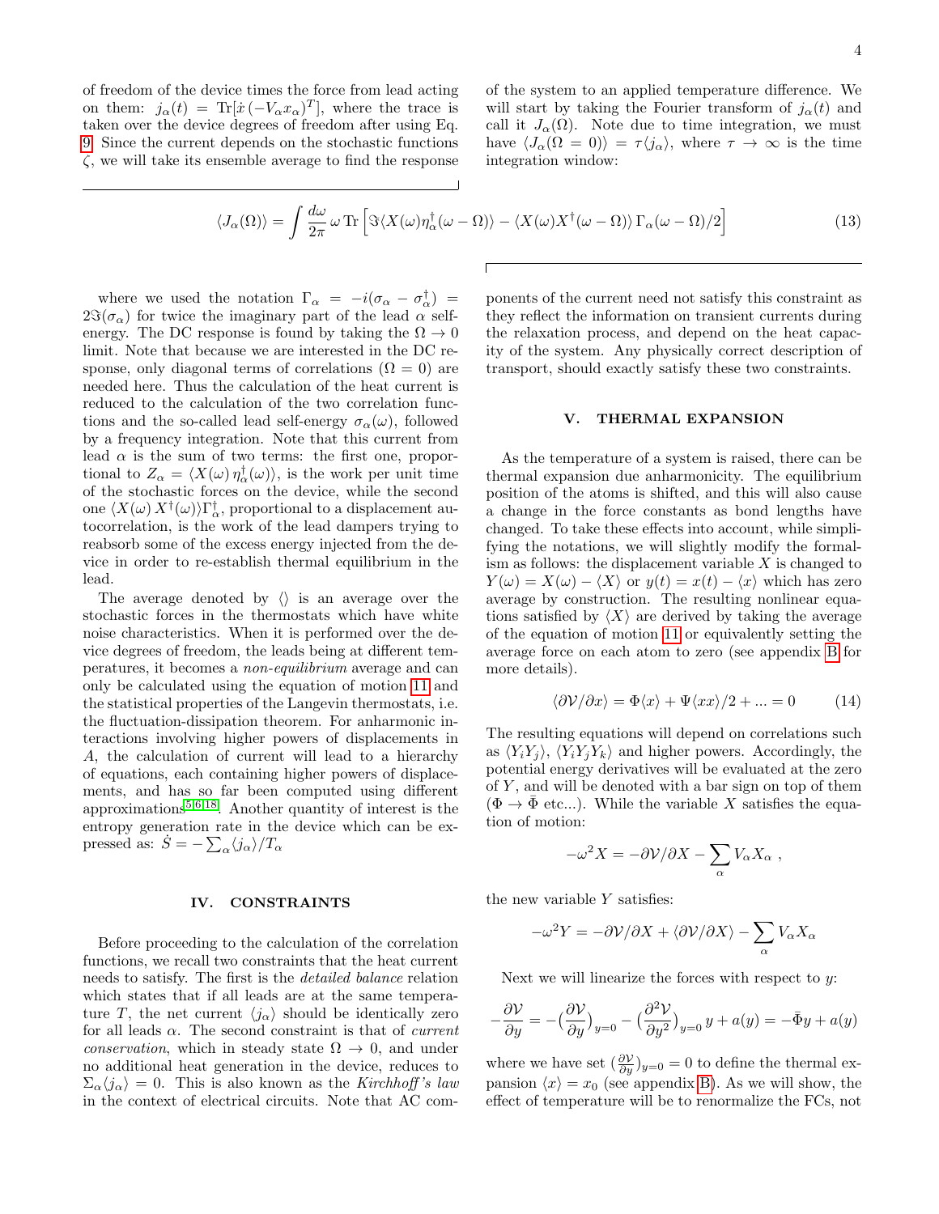of freedom of the device times the force from lead acting on them: $j_\alpha(t) = \mathrm{Tr}[\dot{x}\,(-V_\alpha x_\alpha)^T]$, where the trace is taken over the device degrees of freedom after using Eq. 9. Since the current depends on the stochastic functions $\zeta$, we will take its ensemble average to find the response of the system to an applied temperature difference. We will start by taking the Fourier transform of $j_\alpha(t)$ and call it $J_\alpha(\Omega)$. Note due to time integration, we must have $\langle J_\alpha(\Omega=0)\rangle = \tau\langle j_\alpha\rangle$, where $\tau \to \infty$ is the time integration window:

$$\langle J_\alpha(\Omega)\rangle = \int \frac{d\omega}{2\pi}\,\omega\,\mathrm{Tr}\left[\Im\langle X(\omega)\eta_\alpha^\dagger(\omega-\Omega)\rangle - \langle X(\omega)X^\dagger(\omega-\Omega)\rangle\,\Gamma_\alpha(\omega-\Omega)/2\right] \tag{13}$$

where we used the notation $\Gamma_\alpha = -i(\sigma_\alpha - \sigma_\alpha^\dagger) = 2\Im(\sigma_\alpha)$ for twice the imaginary part of the lead $\alpha$ self-energy. The DC response is found by taking the $\Omega \to 0$ limit. Note that because we are interested in the DC response, only diagonal terms of correlations ($\Omega = 0$) are needed here. Thus the calculation of the heat current is reduced to the calculation of the two correlation functions and the so-called lead self-energy $\sigma_\alpha(\omega)$, followed by a frequency integration. Note that this current from lead $\alpha$ is the sum of two terms: the first one, proportional to $Z_\alpha = \langle X(\omega)\,\eta_\alpha^\dagger(\omega)\rangle$, is the work per unit time of the stochastic forces on the device, while the second one $\langle X(\omega)\,X^\dagger(\omega)\rangle\Gamma_\alpha^\dagger$, proportional to a displacement autocorrelation, is the work of the lead dampers trying to reabsorb some of the excess energy injected from the device in order to re-establish thermal equilibrium in the lead.

The average denoted by $\langle\rangle$ is an average over the stochastic forces in the thermostats which have white noise characteristics. When it is performed over the device degrees of freedom, the leads being at different temperatures, it becomes a *non-equilibrium* average and can only be calculated using the equation of motion 11 and the statistical properties of the Langevin thermostats, i.e. the fluctuation-dissipation theorem. For anharmonic interactions involving higher powers of displacements in $A$, the calculation of current will lead to a hierarchy of equations, each containing higher powers of displacements, and has so far been computed using different approximations[5,6,18]. Another quantity of interest is the entropy generation rate in the device which can be expressed as: $\dot{S} = -\sum_\alpha \langle j_\alpha\rangle/T_\alpha$

## IV. CONSTRAINTS

Before proceeding to the calculation of the correlation functions, we recall two constraints that the heat current needs to satisfy. The first is the *detailed balance* relation which states that if all leads are at the same temperature $T$, the net current $\langle j_\alpha\rangle$ should be identically zero for all leads $\alpha$. The second constraint is that of *current conservation*, which in steady state $\Omega \to 0$, and under no additional heat generation in the device, reduces to $\Sigma_\alpha\langle j_\alpha\rangle = 0$. This is also known as the *Kirchhoff's law* in the context of electrical circuits. Note that AC components of the current need not satisfy this constraint as they reflect the information on transient currents during the relaxation process, and depend on the heat capacity of the system. Any physically correct description of transport, should exactly satisfy these two constraints.

## V. THERMAL EXPANSION

As the temperature of a system is raised, there can be thermal expansion due anharmonicity. The equilibrium position of the atoms is shifted, and this will also cause a change in the force constants as bond lengths have changed. To take these effects into account, while simplifying the notations, we will slightly modify the formalism as follows: the displacement variable $X$ is changed to $Y(\omega) = X(\omega) - \langle X\rangle$ or $y(t) = x(t) - \langle x\rangle$ which has zero average by construction. The resulting nonlinear equations satisfied by $\langle X\rangle$ are derived by taking the average of the equation of motion 11 or equivalently setting the average force on each atom to zero (see appendix B for more details).

$$\langle \partial\mathcal{V}/\partial x\rangle = \Phi\langle x\rangle + \Psi\langle xx\rangle/2 + ... = 0 \tag{14}$$

The resulting equations will depend on correlations such as $\langle Y_iY_j\rangle$, $\langle Y_iY_jY_k\rangle$ and higher powers. Accordingly, the potential energy derivatives will be evaluated at the zero of $Y$, and will be denoted with a bar sign on top of them ($\Phi \to \bar{\Phi}$ etc...). While the variable $X$ satisfies the equation of motion:

$$-\omega^2 X = -\partial\mathcal{V}/\partial X - \sum_\alpha V_\alpha X_\alpha\ ,$$

the new variable $Y$ satisfies:

$$-\omega^2 Y = -\partial\mathcal{V}/\partial X + \langle\partial\mathcal{V}/\partial X\rangle - \sum_\alpha V_\alpha X_\alpha$$

Next we will linearize the forces with respect to $y$:

$$-\frac{\partial\mathcal{V}}{\partial y} = -\Big(\frac{\partial\mathcal{V}}{\partial y}\Big)_{y=0} - \Big(\frac{\partial^2\mathcal{V}}{\partial y^2}\Big)_{y=0}\,y + a(y) = -\bar{\Phi}y + a(y)$$

where we have set $(\frac{\partial\mathcal{V}}{\partial y})_{y=0} = 0$ to define the thermal expansion $\langle x\rangle = x_0$ (see appendix B). As we will show, the effect of temperature will be to renormalize the FCs, not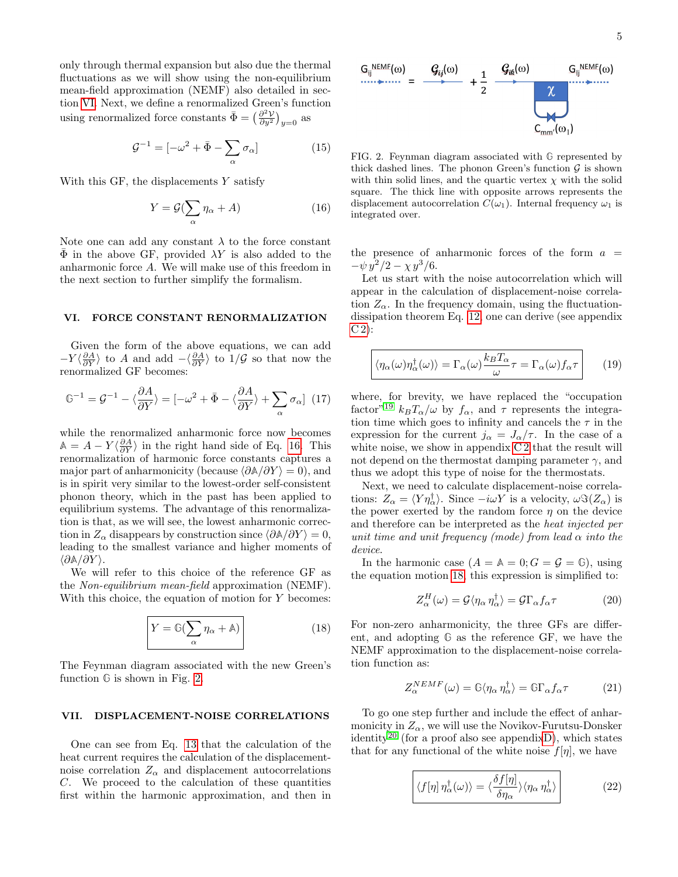only through thermal expansion but also due the thermal fluctuations as we will show using the non-equilibrium mean-field approximation (NEMF) also detailed in section VI. Next, we define a renormalized Green's function using renormalized force constants $\bar{\Phi} = \left(\frac{\partial^2 \mathcal{V}}{\partial y^2}\right)_{y=0}$ as

$$\mathcal{G}^{-1} = [-\omega^2 + \bar{\Phi} - \sum_\alpha \sigma_\alpha] \tag{15}$$

With this GF, the displacements $Y$ satisfy

$$Y = \mathcal{G}(\sum_\alpha \eta_\alpha + A) \tag{16}$$

Note one can add any constant $\lambda$ to the force constant $\bar{\Phi}$ in the above GF, provided $\lambda Y$ is also added to the anharmonic force $A$. We will make use of this freedom in the next section to further simplify the formalism.

## VI. FORCE CONSTANT RENORMALIZATION

Given the form of the above equations, we can add $-Y\langle\frac{\partial A}{\partial Y}\rangle$ to $A$ and add $-\langle\frac{\partial A}{\partial Y}\rangle$ to $1/\mathcal{G}$ so that now the renormalized GF becomes:

$$\mathbb{G}^{-1} = \mathcal{G}^{-1} - \langle\frac{\partial A}{\partial Y}\rangle = [-\omega^2 + \bar{\Phi} - \langle\frac{\partial A}{\partial Y}\rangle + \sum_\alpha \sigma_\alpha] \tag{17}$$

while the renormalized anharmonic force now becomes $\mathbb{A} = A - Y\langle\frac{\partial A}{\partial Y}\rangle$ in the right hand side of Eq. 16. This renormalization of harmonic force constants captures a major part of anharmonicity (because $\langle\partial\mathbb{A}/\partial Y\rangle = 0$), and is in spirit very similar to the lowest-order self-consistent phonon theory, which in the past has been applied to equilibrium systems. The advantage of this renormalization is that, as we will see, the lowest anharmonic correction in $Z_\alpha$ disappears by construction since $\langle\partial\mathbb{A}/\partial Y\rangle = 0$, leading to the smallest variance and higher moments of $\langle\partial\mathbb{A}/\partial Y\rangle$.

We will refer to this choice of the reference GF as the *Non-equilibrium mean-field* approximation (NEMF). With this choice, the equation of motion for $Y$ becomes:

$$\boxed{Y = \mathbb{G}(\sum_\alpha \eta_\alpha + \mathbb{A})} \tag{18}$$

The Feynman diagram associated with the new Green's function $\mathbb{G}$ is shown in Fig. 2.

FIG. 2. Feynman diagram associated with $\mathbb{G}$ represented by thick dashed lines. The phonon Green's function $\mathcal{G}$ is shown with thin solid lines, and the quartic vertex $\chi$ with the solid square. The thick line with opposite arrows represents the displacement autocorrelation $C(\omega_1)$. Internal frequency $\omega_1$ is integrated over.

## VII. DISPLACEMENT-NOISE CORRELATIONS

One can see from Eq. 13 that the calculation of the heat current requires the calculation of the displacement-noise correlation $Z_\alpha$ and displacement autocorrelations $C$. We proceed to the calculation of these quantities first within the harmonic approximation, and then in the presence of anharmonic forces of the form $a = -\psi\, y^2/2 - \chi\, y^3/6$.

Let us start with the noise autocorrelation which will appear in the calculation of displacement-noise correlation $Z_\alpha$. In the frequency domain, using the fluctuation-dissipation theorem Eq. 12, one can derive (see appendix C 2):

$$\boxed{\langle\eta_\alpha(\omega)\eta_\alpha^\dagger(\omega)\rangle = \Gamma_\alpha(\omega)\frac{k_B T_\alpha}{\omega}\tau = \Gamma_\alpha(\omega) f_\alpha \tau} \tag{19}$$

where, for brevity, we have replaced the "occupation factor"[19] $k_B T_\alpha/\omega$ by $f_\alpha$, and $\tau$ represents the integration time which goes to infinity and cancels the $\tau$ in the expression for the current $j_\alpha = J_\alpha/\tau$. In the case of a white noise, we show in appendix C 2 that the result will not depend on the thermostat damping parameter $\gamma$, and thus we adopt this type of noise for the thermostats.

Next, we need to calculate displacement-noise correlations: $Z_\alpha = \langle Y\eta_\alpha^\dagger\rangle$. Since $-i\omega Y$ is a velocity, $\omega\Im(Z_\alpha)$ is the power exerted by the random force $\eta$ on the device and therefore can be interpreted as the *heat injected per unit time and unit frequency (mode) from lead $\alpha$ into the device.*

In the harmonic case ($A = \mathbb{A} = 0; G = \mathcal{G} = \mathbb{G}$), using the equation motion 18, this expression is simplified to:

$$Z_\alpha^H(\omega) = \mathcal{G}\langle\eta_\alpha\,\eta_\alpha^\dagger\rangle = \mathcal{G}\Gamma_\alpha f_\alpha \tau \tag{20}$$

For non-zero anharmonicity, the three GFs are different, and adopting $\mathbb{G}$ as the reference GF, we have the NEMF approximation to the displacement-noise correlation function as:

$$Z_\alpha^{NEMF}(\omega) = \mathbb{G}\langle\eta_\alpha\,\eta_\alpha^\dagger\rangle = \mathbb{G}\Gamma_\alpha f_\alpha \tau \tag{21}$$

To go one step further and include the effect of anharmonicity in $Z_\alpha$, we will use the Novikov-Furutsu-Donsker identity[20] (for a proof also see appendix D), which states that for any functional of the white noise $f[\eta]$, we have

$$\boxed{\langle f[\eta]\,\eta_\alpha^\dagger(\omega)\rangle = \langle\frac{\delta f[\eta]}{\delta\eta_\alpha}\rangle\langle\eta_\alpha\,\eta_\alpha^\dagger\rangle} \tag{22}$$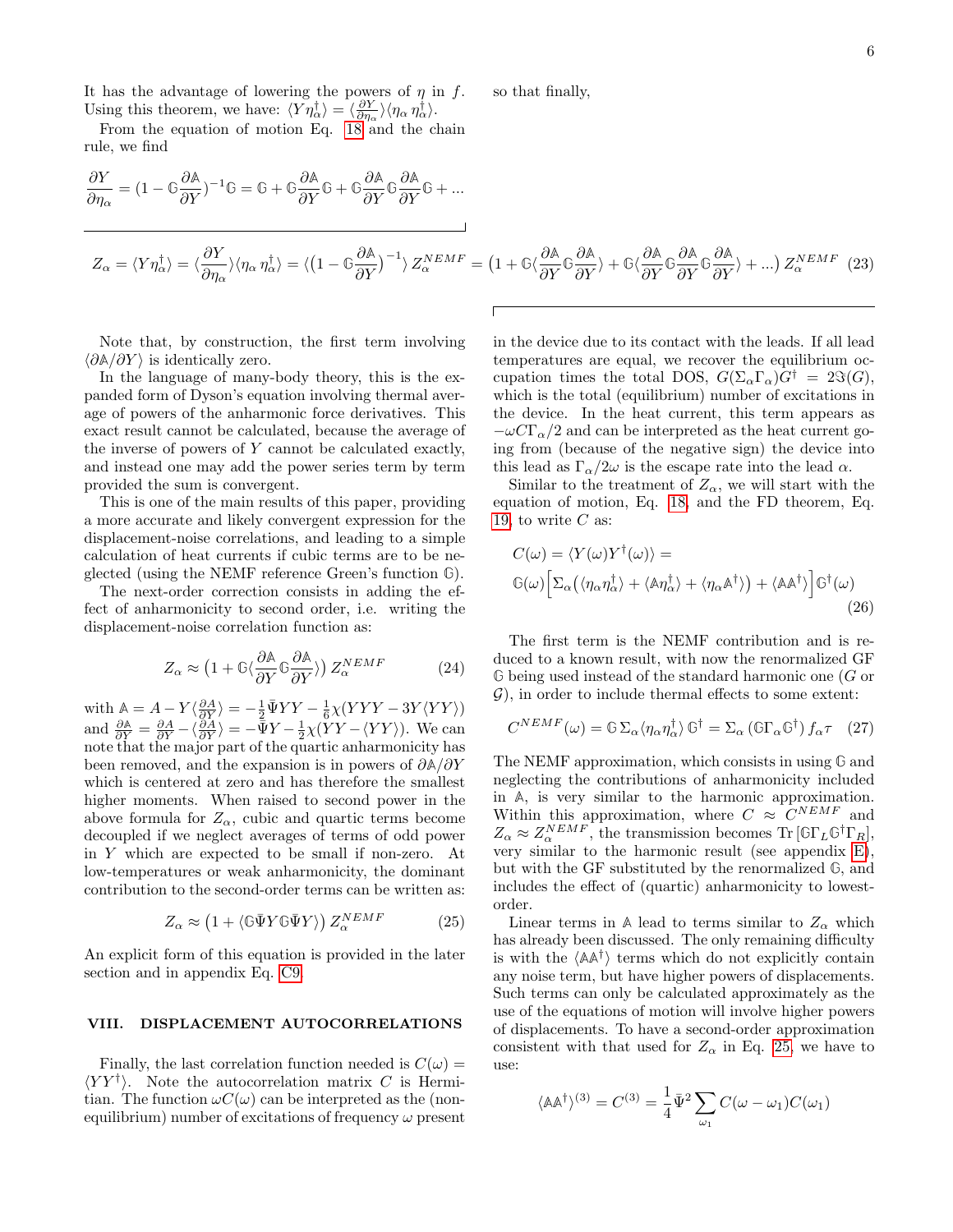It has the advantage of lowering the powers of $\eta$ in $f$. Using this theorem, we have: $\langle Y\eta_\alpha^\dagger\rangle = \langle \frac{\partial Y}{\partial \eta_\alpha}\rangle\langle \eta_\alpha\, \eta_\alpha^\dagger\rangle$.

From the equation of motion Eq. 18 and the chain rule, we find

$$\frac{\partial Y}{\partial \eta_\alpha} = (1-\mathbb{G}\frac{\partial \mathbb{A}}{\partial Y})^{-1}\mathbb{G} = \mathbb{G} + \mathbb{G}\frac{\partial \mathbb{A}}{\partial Y}\mathbb{G} + \mathbb{G}\frac{\partial \mathbb{A}}{\partial Y}\mathbb{G}\frac{\partial \mathbb{A}}{\partial Y}\mathbb{G} + ...$$

so that finally,

$$Z_\alpha = \langle Y\eta_\alpha^\dagger\rangle = \langle \frac{\partial Y}{\partial \eta_\alpha}\rangle\langle \eta_\alpha\, \eta_\alpha^\dagger\rangle = \langle \big(1-\mathbb{G}\frac{\partial \mathbb{A}}{\partial Y}\big)^{-1}\rangle\, Z_\alpha^{NEMF} = \big(1 + \mathbb{G}\langle \frac{\partial \mathbb{A}}{\partial Y}\mathbb{G}\frac{\partial \mathbb{A}}{\partial Y}\rangle + \mathbb{G}\langle \frac{\partial \mathbb{A}}{\partial Y}\mathbb{G}\frac{\partial \mathbb{A}}{\partial Y}\mathbb{G}\frac{\partial \mathbb{A}}{\partial Y}\rangle + ...\big)\, Z_\alpha^{NEMF} \quad (23)$$

Note that, by construction, the first term involving $\langle \partial\mathbb{A}/\partial Y\rangle$ is identically zero.

In the language of many-body theory, this is the expanded form of Dyson's equation involving thermal average of powers of the anharmonic force derivatives. This exact result cannot be calculated, because the average of the inverse of powers of $Y$ cannot be calculated exactly, and instead one may add the power series term by term provided the sum is convergent.

This is one of the main results of this paper, providing a more accurate and likely convergent expression for the displacement-noise correlations, and leading to a simple calculation of heat currents if cubic terms are to be neglected (using the NEMF reference Green's function $\mathbb{G}$).

The next-order correction consists in adding the effect of anharmonicity to second order, i.e. writing the displacement-noise correlation function as:

$$Z_\alpha \approx \big(1 + \mathbb{G}\langle \frac{\partial \mathbb{A}}{\partial Y}\mathbb{G}\frac{\partial \mathbb{A}}{\partial Y}\rangle\big)\, Z_\alpha^{NEMF} \quad (24)$$

with $\mathbb{A} = A - Y\langle \frac{\partial A}{\partial Y}\rangle = -\frac{1}{2}\bar{\Psi}YY - \frac{1}{6}\chi(YYY - 3Y\langle YY\rangle)$ and $\frac{\partial \mathbb{A}}{\partial Y} = \frac{\partial A}{\partial Y} - \langle \frac{\partial A}{\partial Y}\rangle = -\bar{\Psi}Y - \frac{1}{2}\chi(YY - \langle YY\rangle)$. We can note that the major part of the quartic anharmonicity has been removed, and the expansion is in powers of $\partial\mathbb{A}/\partial Y$ which is centered at zero and has therefore the smallest higher moments. When raised to second power in the above formula for $Z_\alpha$, cubic and quartic terms become decoupled if we neglect averages of terms of odd power in $Y$ which are expected to be small if non-zero. At low-temperatures or weak anharmonicity, the dominant contribution to the second-order terms can be written as:

$$Z_\alpha \approx \big(1 + \langle \mathbb{G}\bar{\Psi}Y\mathbb{G}\bar{\Psi}Y\rangle\big)\, Z_\alpha^{NEMF} \quad (25)$$

An explicit form of this equation is provided in the later section and in appendix Eq. C9.

## VIII. DISPLACEMENT AUTOCORRELATIONS

Finally, the last correlation function needed is $C(\omega) = \langle YY^\dagger\rangle$. Note the autocorrelation matrix $C$ is Hermitian. The function $\omega C(\omega)$ can be interpreted as the (non-equilibrium) number of excitations of frequency $\omega$ present in the device due to its contact with the leads. If all lead temperatures are equal, we recover the equilibrium occupation times the total DOS, $G(\Sigma_\alpha\Gamma_\alpha)G^\dagger = 2\Im(G)$, which is the total (equilibrium) number of excitations in the device. In the heat current, this term appears as $-\omega C\Gamma_\alpha/2$ and can be interpreted as the heat current going from (because of the negative sign) the device into this lead as $\Gamma_\alpha/2\omega$ is the escape rate into the lead $\alpha$.

Similar to the treatment of $Z_\alpha$, we will start with the equation of motion, Eq. 18, and the FD theorem, Eq. 19, to write $C$ as:

$$\begin{aligned} C(\omega) &= \langle Y(\omega)Y^\dagger(\omega)\rangle = \\ &\mathbb{G}(\omega)\Big[\Sigma_\alpha\big(\langle\eta_\alpha\eta_\alpha^\dagger\rangle + \langle\mathbb{A}\eta_\alpha^\dagger\rangle + \langle\eta_\alpha\mathbb{A}^\dagger\rangle\big) + \langle\mathbb{A}\mathbb{A}^\dagger\rangle\Big]\mathbb{G}^\dagger(\omega) \end{aligned} \quad (26)$$

The first term is the NEMF contribution and is reduced to a known result, with now the renormalized GF $\mathbb{G}$ being used instead of the standard harmonic one ($G$ or $\mathcal{G}$), in order to include thermal effects to some extent:

$$C^{NEMF}(\omega) = \mathbb{G}\,\Sigma_\alpha\langle\eta_\alpha\eta_\alpha^\dagger\rangle\,\mathbb{G}^\dagger = \Sigma_\alpha\,(\mathbb{G}\Gamma_\alpha\mathbb{G}^\dagger)\,f_\alpha\tau \quad (27)$$

The NEMF approximation, which consists in using $\mathbb{G}$ and neglecting the contributions of anharmonicity included in $\mathbb{A}$, is very similar to the harmonic approximation. Within this approximation, where $C \approx C^{NEMF}$ and $Z_\alpha \approx Z_\alpha^{NEMF}$, the transmission becomes $\mathrm{Tr}\,[\mathbb{G}\Gamma_L\mathbb{G}^\dagger\Gamma_R]$, very similar to the harmonic result (see appendix E), but with the GF substituted by the renormalized $\mathbb{G}$, and includes the effect of (quartic) anharmonicity to lowest-order.

Linear terms in $\mathbb{A}$ lead to terms similar to $Z_\alpha$ which has already been discussed. The only remaining difficulty is with the $\langle\mathbb{A}\mathbb{A}^\dagger\rangle$ terms which do not explicitly contain any noise term, but have higher powers of displacements. Such terms can only be calculated approximately as the use of the equations of motion will involve higher powers of displacements. To have a second-order approximation consistent with that used for $Z_\alpha$ in Eq. 25, we have to use:

$$\langle\mathbb{A}\mathbb{A}^\dagger\rangle^{(3)} = C^{(3)} = \frac{1}{4}\bar{\Psi}^2\sum_{\omega_1} C(\omega-\omega_1)C(\omega_1)$$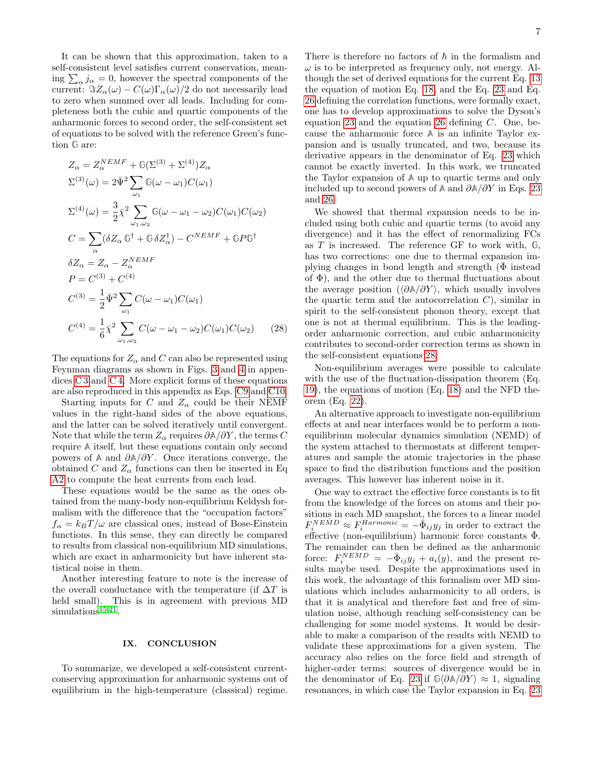It can be shown that this approximation, taken to a self-consistent level satisfies current conservation, meaning $\sum_\alpha j_\alpha = 0$, however the spectral components of the current: $\Im Z_\alpha(\omega) - C(\omega)\Gamma_\alpha(\omega)/2$ do not necessarily lead to zero when summed over all leads. Including for completeness both the cubic and quartic components of the anharmonic forces to second order, the self-consistent set of equations to be solved with the reference Green's function $\mathbb{G}$ are:

$$
\begin{aligned}
Z_\alpha &= Z_\alpha^{NEMF} + \mathbb{G}(\Sigma^{(3)} + \Sigma^{(4)}) Z_\alpha \\
\Sigma^{(3)}(\omega) &= 2\bar{\Psi}^2 \sum_{\omega_1} \mathbb{G}(\omega - \omega_1) C(\omega_1) \\
\Sigma^{(4)}(\omega) &= \frac{3}{2}\bar{\chi}^2 \sum_{\omega_1,\omega_2} \mathbb{G}(\omega - \omega_1 - \omega_2) C(\omega_1) C(\omega_2) \\
C &= \sum_\alpha (\delta Z_\alpha\, \mathbb{G}^\dagger + \mathbb{G}\, \delta Z_\alpha^\dagger) - C^{NEMF} + \mathbb{G} P \mathbb{G}^\dagger \\
\delta Z_\alpha &= Z_\alpha - Z_\alpha^{NEMF} \\
P &= C^{(3)} + C^{(4)} \\
C^{(3)} &= \frac{1}{2}\bar{\Psi}^2 \sum_{\omega_1} C(\omega - \omega_1) C(\omega_1) \\
C^{(4)} &= \frac{1}{6}\bar{\chi}^2 \sum_{\omega_1,\omega_2} C(\omega - \omega_1 - \omega_2) C(\omega_1) C(\omega_2) \qquad (28)
\end{aligned}
$$

The equations for $Z_\alpha$ and $C$ can also be represented using Feynman diagrams as shown in Figs. 3 and 4 in appendices C 3 and C 4. More explicit forms of these equations are also reproduced in this appendix as Eqs. C9 and C10.

Starting inputs for $C$ and $Z_\alpha$ could be their NEMF values in the right-hand sides of the above equations, and the latter can be solved iteratively until convergent. Note that while the term $Z_\alpha$ requires $\partial\mathbb{A}/\partial Y$, the terms $C$ require $\mathbb{A}$ itself, but these equations contain only second powers of $\mathbb{A}$ and $\partial\mathbb{A}/\partial Y$. Once iterations converge, the obtained $C$ and $Z_\alpha$ functions can then be inserted in Eq A2 to compute the heat currents from each lead.

These equations would be the same as the ones obtained from the many-body non-equilibrium Keldysh formalism with the difference that the "occupation factors" $f_\alpha = k_B T/\omega$ are classical ones, instead of Bose-Einstein functions. In this sense, they can directly be compared to results from classical non-equilibrium MD simulations, which are exact in anharmonicity but have inherent statistical noise in them.

Another interesting feature to note is the increase of the overall conductance with the temperature (if $\Delta T$ is held small). This is in agreement with previous MD simulations[15,21].

## IX. CONCLUSION

To summarize, we developed a self-consistent current-conserving approximation for anharmonic systems out of equilibrium in the high-temperature (classical) regime. There is therefore no factors of $\hbar$ in the formalism and $\omega$ is to be interpreted as frequency only, not energy. Although the set of derived equations for the current Eq. 13 the equation of motion Eq. 18, and the Eq. 23 and Eq. 26 defining the correlation functions, were formally exact, one has to develop approximations to solve the Dyson's equation 23 and the equation 26 defining $C$. One, because the anharmonic force $\mathbb{A}$ is an infinite Taylor expansion and is usually truncated, and two, because its derivative appears in the denominator of Eq. 23 which cannot be exactly inverted. In this work, we truncated the Taylor expansion of $\mathbb{A}$ up to quartic terms and only included up to second powers of $\mathbb{A}$ and $\partial\mathbb{A}/\partial Y$ in Eqs. 23 and 26.

We showed that thermal expansion needs to be included using both cubic and quartic terms (to avoid any divergence) and it has the effect of renormalizing FCs as $T$ is increased. The reference GF to work with, $\mathbb{G}$, has two corrections: one due to thermal expansion implying changes in bond length and strength ($\bar{\Phi}$ instead of $\Phi$), and the other due to thermal fluctuations about the average position ($\langle\partial\mathbb{A}/\partial Y\rangle$, which usually involves the quartic term and the autocorrelation $C$), similar in spirit to the self-consistent phonon theory, except that one is not at thermal equilibrium. This is the leading-order anharmonic correction, and cubic anharmonicity contributes to second-order correction terms as shown in the self-consistent equations 28.

Non-equilibrium averages were possible to calculate with the use of the fluctuation-dissipation theorem (Eq. 19), the equations of motion (Eq. 18) and the NFD theorem (Eq. 22).

An alternative approach to investigate non-equilibrium effects at and near interfaces would be to perform a non-equilibrium molecular dynamics simulation (NEMD) of the system attached to thermostats at different temperatures and sample the atomic trajectories in the phase space to find the distribution functions and the position averages. This however has inherent noise in it.

One way to extract the effective force constants is to fit from the knowledge of the forces on atoms and their positions in each MD snapshot, the forces to a linear model $F_i^{NEMD} \approx F_i^{Harmonic} = -\bar{\Phi}_{ij} y_j$ in order to extract the effective (non-equilibrium) harmonic force constants $\bar{\Phi}$. The remainder can then be defined as the anharmonic force: $F_i^{NEMD} = -\bar{\Phi}_{ij} y_j + a_i(y)$, and the present results maybe used. Despite the approximations used in this work, the advantage of this formalism over MD simulations which includes anharmonicity to all orders, is that it is analytical and therefore fast and free of simulation noise, although reaching self-consistency can be challenging for some model systems. It would be desirable to make a comparison of the results with NEMD to validate these approximations for a given system. The accuracy also relies on the force field and strength of higher-order terms: sources of divergence would be in the denominator of Eq. 23 if $\mathbb{G}\langle\partial\mathbb{A}/\partial Y\rangle \approx 1$, signaling resonances, in which case the Taylor expansion in Eq. 23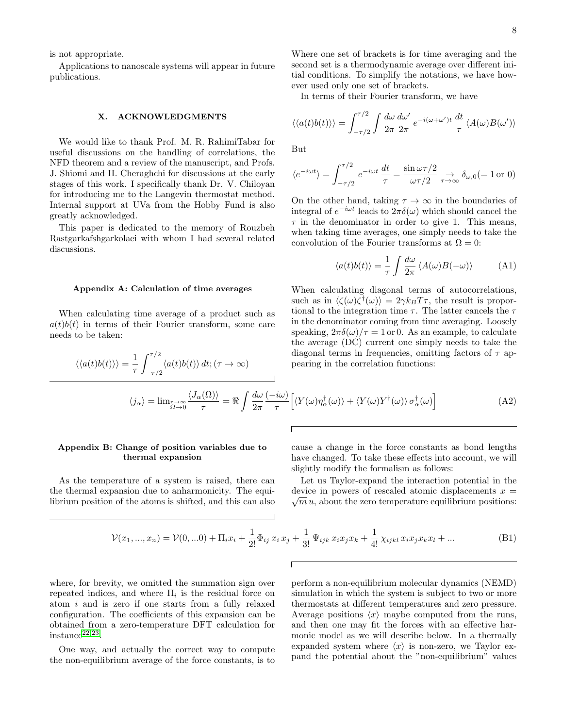is not appropriate.

Applications to nanoscale systems will appear in future publications.

## X. ACKNOWLEDGMENTS

We would like to thank Prof. M. R. RahimiTabar for useful discussions on the handling of correlations, the NFD theorem and a review of the manuscript, and Profs. J. Shiomi and H. Cheraghchi for discussions at the early stages of this work. I specifically thank Dr. V. Chiloyan for introducing me to the Langevin thermostat method. Internal support at UVa from the Hobby Fund is also greatly acknowledged.

This paper is dedicated to the memory of Rouzbeh Rastgarkafshgarkolaei with whom I had several related discussions.

### Appendix A: Calculation of time averages

When calculating time average of a product such as $a(t)b(t)$ in terms of their Fourier transform, some care needs to be taken:

$$\langle\langle a(t)b(t)\rangle\rangle = \frac{1}{\tau}\int_{-\tau/2}^{\tau/2} \langle a(t)b(t)\rangle\, dt; (\tau \to \infty)$$

Where one set of brackets is for time averaging and the second set is a thermodynamic average over different initial conditions. To simplify the notations, we have however used only one set of brackets.

In terms of their Fourier transform, we have

$$\langle\langle a(t)b(t)\rangle\rangle = \int_{-\tau/2}^{\tau/2} \int \frac{d\omega}{2\pi}\frac{d\omega'}{2\pi}\, e^{-i(\omega+\omega')t}\, \frac{dt}{\tau}\, \langle A(\omega)B(\omega')\rangle$$

But

$$\langle e^{-i\omega t}\rangle = \int_{-\tau/2}^{\tau/2} e^{-i\omega t}\, \frac{dt}{\tau} = \frac{\sin \omega\tau/2}{\omega\tau/2} \underset{\tau\to\infty}{\to} \delta_{\omega,0} (= 1 \,\text{or}\, 0)$$

On the other hand, taking $\tau \to \infty$ in the boundaries of integral of $e^{-i\omega t}$ leads to $2\pi\delta(\omega)$ which should cancel the $\tau$ in the denominator in order to give 1. This means, when taking time averages, one simply needs to take the convolution of the Fourier transforms at $\Omega = 0$:

$$\langle a(t)b(t)\rangle = \frac{1}{\tau}\int \frac{d\omega}{2\pi}\, \langle A(\omega)B(-\omega)\rangle \tag{A1}$$

When calculating diagonal terms of autocorrelations, such as in $\langle\zeta(\omega)\zeta^\dagger(\omega)\rangle = 2\gamma k_B T\tau$, the result is proportional to the integration time $\tau$. The latter cancels the $\tau$ in the denominator coming from time averaging. Loosely speaking, $2\pi\delta(\omega)/\tau = 1 \,\text{or}\, 0$. As an example, to calculate the average (DC) current one simply needs to take the diagonal terms in frequencies, omitting factors of $\tau$ appearing in the correlation functions:

$$\langle j_\alpha\rangle = \lim_{\substack{\tau\to\infty \\ \Omega\to 0}} \frac{\langle J_\alpha(\Omega)\rangle}{\tau} = \Re \int \frac{d\omega}{2\pi}\,\frac{(-i\omega)}{\tau}\Big[\langle Y(\omega)\eta_\alpha^\dagger(\omega)\rangle + \langle Y(\omega)Y^\dagger(\omega)\rangle\,\sigma_\alpha^\dagger(\omega)\Big] \tag{A2}$$

### Appendix B: Change of position variables due to thermal expansion

As the temperature of a system is raised, there can the thermal expansion due to anharmonicity. The equilibrium position of the atoms is shifted, and this can also cause a change in the force constants as bond lengths have changed. To take these effects into account, we will slightly modify the formalism as follows:

Let us Taylor-expand the interaction potential in the device in powers of rescaled atomic displacements $x = \sqrt{m}\,u$, about the zero temperature equilibrium positions:

$$\mathcal{V}(x_1, ..., x_n) = \mathcal{V}(0,...0) + \Pi_i x_i + \frac{1}{2!}\Phi_{ij}\, x_i\, x_j + \frac{1}{3!}\,\Psi_{ijk}\, x_i x_j x_k + \frac{1}{4!}\,\chi_{ijkl}\, x_i x_j x_k x_l + ... \tag{B1}$$

where, for brevity, we omitted the summation sign over repeated indices, and where $\Pi_i$ is the residual force on atom $i$ and is zero if one starts from a fully relaxed configuration. The coefficients of this expansion can be obtained from a zero-temperature DFT calculation for instance[22,23].

One way, and actually the correct way to compute the non-equilibrium average of the force constants, is to perform a non-equilibrium molecular dynamics (NEMD) simulation in which the system is subject to two or more thermostats at different temperatures and zero pressure. Average positions $\langle x\rangle$ maybe computed from the runs, and then one may fit the forces with an effective harmonic model as we will describe below. In a thermally expanded system where $\langle x\rangle$ is non-zero, we Taylor expand the potential about the "non-equilibrium" values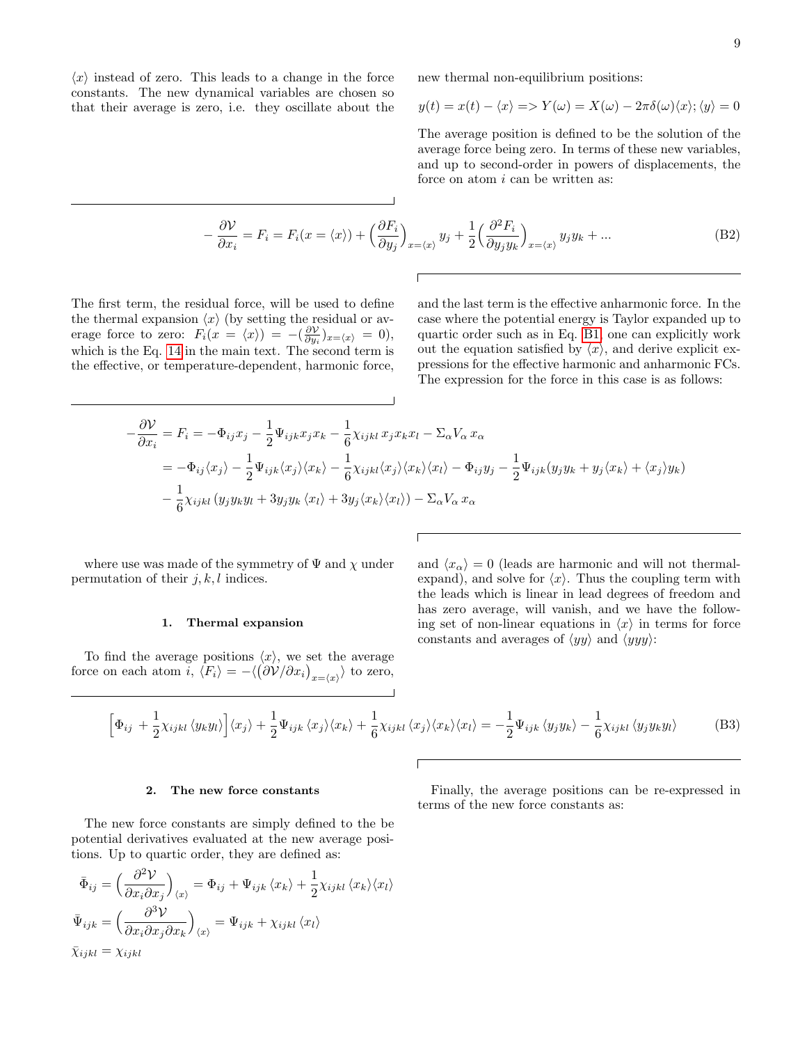$\langle x \rangle$ instead of zero. This leads to a change in the force constants. The new dynamical variables are chosen so that their average is zero, i.e. they oscillate about the new thermal non-equilibrium positions:

$$y(t) = x(t) - \langle x \rangle => Y(\omega) = X(\omega) - 2\pi\delta(\omega)\langle x \rangle; \langle y \rangle = 0$$

The average position is defined to be the solution of the average force being zero. In terms of these new variables, and up to second-order in powers of displacements, the force on atom $i$ can be written as:

$$-\frac{\partial \mathcal{V}}{\partial x_i} = F_i = F_i(x = \langle x \rangle) + \Big(\frac{\partial F_i}{\partial y_j}\Big)_{x=\langle x \rangle} y_j + \frac{1}{2}\Big(\frac{\partial^2 F_i}{\partial y_j y_k}\Big)_{x=\langle x \rangle} y_j y_k + ... \tag{B2}$$

The first term, the residual force, will be used to define the thermal expansion $\langle x \rangle$ (by setting the residual or average force to zero: $F_i(x = \langle x \rangle) = -(\frac{\partial \mathcal{V}}{\partial y_i})_{x=\langle x \rangle} = 0$), which is the Eq. 14 in the main text. The second term is the effective, or temperature-dependent, harmonic force, and the last term is the effective anharmonic force. In the case where the potential energy is Taylor expanded up to quartic order such as in Eq. B1, one can explicitly work out the equation satisfied by $\langle x \rangle$, and derive explicit expressions for the effective harmonic and anharmonic FCs. The expression for the force in this case is as follows:

$$\begin{aligned}
-\frac{\partial \mathcal{V}}{\partial x_i} = F_i &= -\Phi_{ij}x_j - \frac{1}{2}\Psi_{ijk}x_j x_k - \frac{1}{6}\chi_{ijkl}\,x_j x_k x_l - \Sigma_\alpha V_\alpha\, x_\alpha \\
&= -\Phi_{ij}\langle x_j \rangle - \frac{1}{2}\Psi_{ijk}\langle x_j \rangle\langle x_k \rangle - \frac{1}{6}\chi_{ijkl}\langle x_j \rangle\langle x_k \rangle\langle x_l \rangle - \Phi_{ij}y_j - \frac{1}{2}\Psi_{ijk}(y_j y_k + y_j\langle x_k \rangle + \langle x_j \rangle y_k) \\
&- \frac{1}{6}\chi_{ijkl}\,(y_j y_k y_l + 3y_j y_k\,\langle x_l \rangle + 3y_j\langle x_k \rangle\langle x_l \rangle) - \Sigma_\alpha V_\alpha\, x_\alpha
\end{aligned}$$

where use was made of the symmetry of $\Psi$ and $\chi$ under permutation of their $j, k, l$ indices.

### 1. Thermal expansion

To find the average positions $\langle x \rangle$, we set the average force on each atom $i$, $\langle F_i \rangle = -\langle \big(\partial \mathcal{V}/\partial x_i\big)_{x=\langle x \rangle} \rangle$ to zero, and $\langle x_\alpha \rangle = 0$ (leads are harmonic and will not thermal-expand), and solve for $\langle x \rangle$. Thus the coupling term with the leads which is linear in lead degrees of freedom and has zero average, will vanish, and we have the following set of non-linear equations in $\langle x \rangle$ in terms for force constants and averages of $\langle yy \rangle$ and $\langle yyy \rangle$:

$$\Big[\Phi_{ij} + \frac{1}{2}\chi_{ijkl}\,\langle y_k y_l \rangle\Big]\langle x_j \rangle + \frac{1}{2}\Psi_{ijk}\,\langle x_j \rangle\langle x_k \rangle + \frac{1}{6}\chi_{ijkl}\,\langle x_j \rangle\langle x_k \rangle\langle x_l \rangle = -\frac{1}{2}\Psi_{ijk}\,\langle y_j y_k \rangle - \frac{1}{6}\chi_{ijkl}\,\langle y_j y_k y_l \rangle \tag{B3}$$

### 2. The new force constants

The new force constants are simply defined to the be potential derivatives evaluated at the new average positions. Up to quartic order, they are defined as:

$$\bar{\Phi}_{ij} = \Big(\frac{\partial^2 \mathcal{V}}{\partial x_i \partial x_j}\Big)_{\langle x \rangle} = \Phi_{ij} + \Psi_{ijk}\,\langle x_k \rangle + \frac{1}{2}\chi_{ijkl}\,\langle x_k \rangle\langle x_l \rangle$$

$$\bar{\Psi}_{ijk} = \Big(\frac{\partial^3 \mathcal{V}}{\partial x_i \partial x_j \partial x_k}\Big)_{\langle x \rangle} = \Psi_{ijk} + \chi_{ijkl}\,\langle x_l \rangle$$

$$\bar{\chi}_{ijkl} = \chi_{ijkl}$$

Finally, the average positions can be re-expressed in terms of the new force constants as: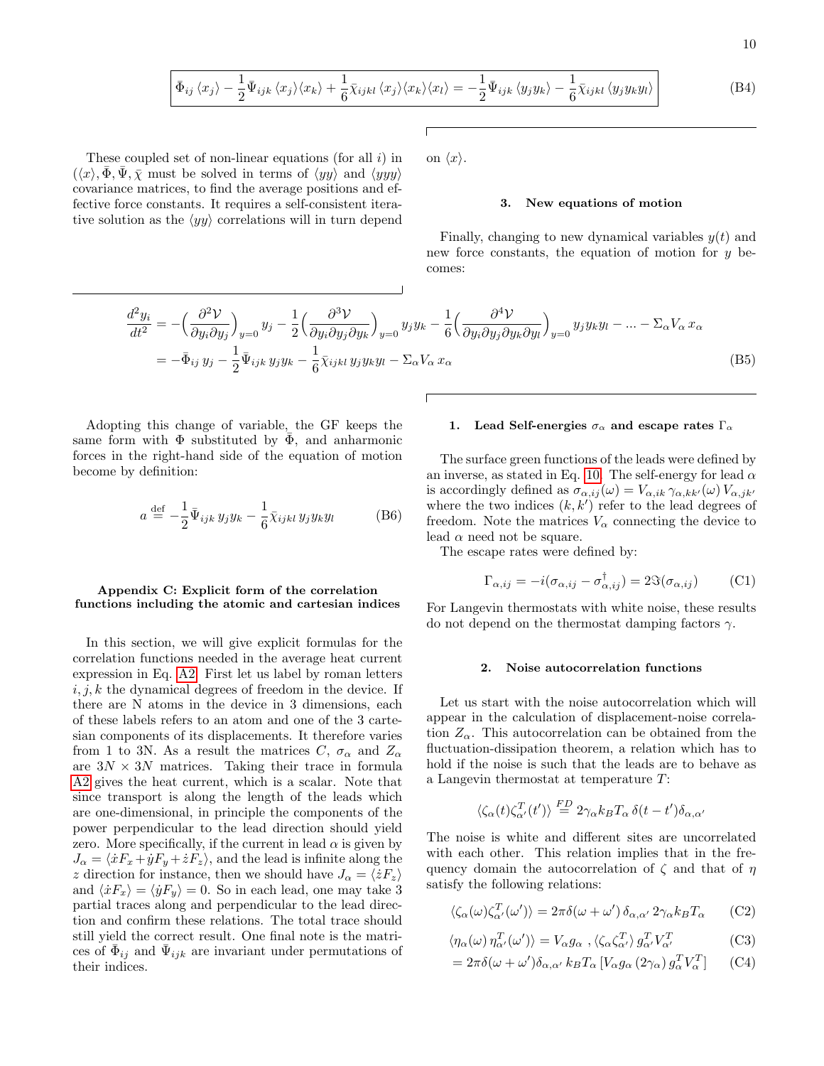$$
\boxed{\bar{\Phi}_{ij}\,\langle x_j\rangle - \frac{1}{2}\bar{\Psi}_{ijk}\,\langle x_j\rangle\langle x_k\rangle + \frac{1}{6}\bar{\chi}_{ijkl}\,\langle x_j\rangle\langle x_k\rangle\langle x_l\rangle = -\frac{1}{2}\bar{\Psi}_{ijk}\,\langle y_j y_k\rangle - \frac{1}{6}\bar{\chi}_{ijkl}\,\langle y_j y_k y_l\rangle} \tag{B4}
$$

These coupled set of non-linear equations (for all $i$) in $(\langle x\rangle, \bar{\Phi}, \bar{\Psi}, \bar{\chi}$ must be solved in terms of $\langle yy\rangle$ and $\langle yyy\rangle$ covariance matrices, to find the average positions and effective force constants. It requires a self-consistent iterative solution as the $\langle yy\rangle$ correlations will in turn depend on $\langle x\rangle$.

### 3. New equations of motion

Finally, changing to new dynamical variables $y(t)$ and new force constants, the equation of motion for $y$ becomes:

$$
\begin{aligned}
\frac{d^2 y_i}{dt^2} &= -\Big(\frac{\partial^2 \mathcal{V}}{\partial y_i \partial y_j}\Big)_{y=0} y_j - \frac{1}{2}\Big(\frac{\partial^3 \mathcal{V}}{\partial y_i \partial y_j \partial y_k}\Big)_{y=0} y_j y_k - \frac{1}{6}\Big(\frac{\partial^4 \mathcal{V}}{\partial y_i \partial y_j \partial y_k \partial y_l}\Big)_{y=0} y_j y_k y_l - \ldots - \Sigma_\alpha V_\alpha\, x_\alpha \\
&= -\bar{\Phi}_{ij}\, y_j - \frac{1}{2}\bar{\Psi}_{ijk}\, y_j y_k - \frac{1}{6}\bar{\chi}_{ijkl}\, y_j y_k y_l - \Sigma_\alpha V_\alpha\, x_\alpha
\end{aligned} \tag{B5}
$$

Adopting this change of variable, the GF keeps the same form with $\Phi$ substituted by $\bar{\Phi}$, and anharmonic forces in the right-hand side of the equation of motion become by definition:

$$
a \overset{\text{def}}{=} -\frac{1}{2}\bar{\Psi}_{ijk}\, y_j y_k - \frac{1}{6}\bar{\chi}_{ijkl}\, y_j y_k y_l \tag{B6}
$$

## Appendix C: Explicit form of the correlation functions including the atomic and cartesian indices

In this section, we will give explicit formulas for the correlation functions needed in the average heat current expression in Eq. A2. First let us label by roman letters $i, j, k$ the dynamical degrees of freedom in the device. If there are N atoms in the device in 3 dimensions, each of these labels refers to an atom and one of the 3 cartesian components of its displacements. It therefore varies from 1 to 3N. As a result the matrices $C$, $\sigma_\alpha$ and $Z_\alpha$ are $3N \times 3N$ matrices. Taking their trace in formula A2 gives the heat current, which is a scalar. Note that since transport is along the length of the leads which are one-dimensional, in principle the components of the power perpendicular to the lead direction should yield zero. More specifically, if the current in lead $\alpha$ is given by $J_\alpha = \langle \dot{x}F_x + \dot{y}F_y + \dot{z}F_z\rangle$, and the lead is infinite along the $z$ direction for instance, then we should have $J_\alpha = \langle \dot{z}F_z\rangle$ and $\langle \dot{x}F_x\rangle = \langle \dot{y}F_y\rangle = 0$. So in each lead, one may take 3 partial traces along and perpendicular to the lead direction and confirm these relations. The total trace should still yield the correct result. One final note is the matrices of $\bar{\Phi}_{ij}$ and $\bar{\Psi}_{ijk}$ are invariant under permutations of their indices.

### 1. Lead Self-energies $\sigma_\alpha$ and escape rates $\Gamma_\alpha$

The surface green functions of the leads were defined by an inverse, as stated in Eq. 10. The self-energy for lead $\alpha$ is accordingly defined as $\sigma_{\alpha,ij}(\omega) = V_{\alpha,ik}\,\gamma_{\alpha,kk'}(\omega)\,V_{\alpha,jk'}$ where the two indices $(k,k')$ refer to the lead degrees of freedom. Note the matrices $V_\alpha$ connecting the device to lead $\alpha$ need not be square.

The escape rates were defined by:

$$
\Gamma_{\alpha,ij} = -i(\sigma_{\alpha,ij} - \sigma^\dagger_{\alpha,ij}) = 2\Im(\sigma_{\alpha,ij}) \tag{C1}
$$

For Langevin thermostats with white noise, these results do not depend on the thermostat damping factors $\gamma$.

### 2. Noise autocorrelation functions

Let us start with the noise autocorrelation which will appear in the calculation of displacement-noise correlation $Z_\alpha$. This autocorrelation can be obtained from the fluctuation-dissipation theorem, a relation which has to hold if the noise is such that the leads are to behave as a Langevin thermostat at temperature $T$:

$$
\langle \zeta_\alpha(t)\zeta^T_{\alpha'}(t')\rangle \overset{FD}{=} 2\gamma_\alpha k_B T_\alpha\, \delta(t-t')\delta_{\alpha,\alpha'}
$$

The noise is white and different sites are uncorrelated with each other. This relation implies that in the frequency domain the autocorrelation of $\zeta$ and that of $\eta$ satisfy the following relations:

$$
\langle \zeta_\alpha(\omega)\zeta^T_{\alpha'}(\omega')\rangle = 2\pi\delta(\omega+\omega')\,\delta_{\alpha,\alpha'}\,2\gamma_\alpha k_B T_\alpha \tag{C2}
$$

$$
\langle \eta_\alpha(\omega)\,\eta^T_{\alpha'}(\omega')\rangle = V_\alpha g_\alpha\,,\langle \zeta_\alpha\zeta^T_{\alpha'}\rangle\, g^T_{\alpha'} V^T_{\alpha'} \tag{C3}
$$

$$
= 2\pi\delta(\omega+\omega')\delta_{\alpha,\alpha'}\, k_B T_\alpha\,[V_\alpha g_\alpha\,(2\gamma_\alpha)\, g^T_\alpha V^T_\alpha] \tag{C4}
$$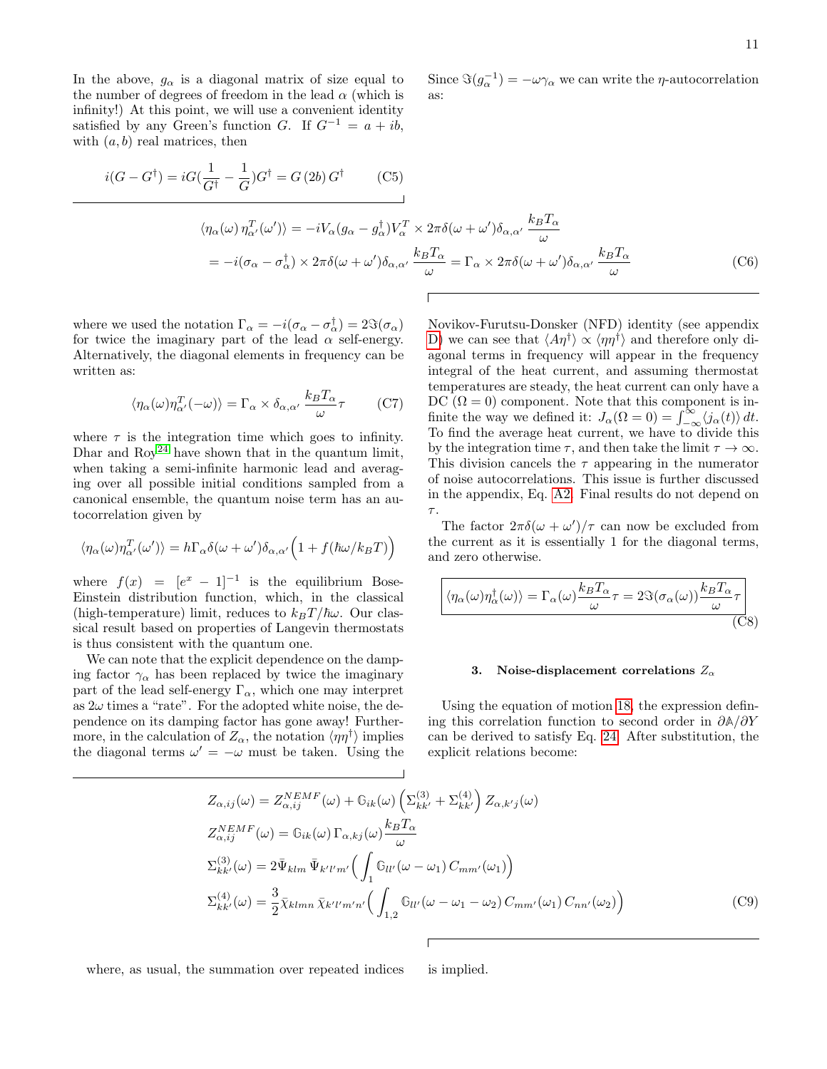In the above, $g_\alpha$ is a diagonal matrix of size equal to the number of degrees of freedom in the lead $\alpha$ (which is infinity!) At this point, we will use a convenient identity satisfied by any Green's function $G$. If $G^{-1} = a + ib$, with $(a, b)$ real matrices, then

$$i(G - G^\dagger) = iG(\frac{1}{G^\dagger} - \frac{1}{G})G^\dagger = G\,(2b)\,G^\dagger \tag{C5}$$

Since $\Im(g_\alpha^{-1}) = -\omega\gamma_\alpha$ we can write the $\eta$-autocorrelation as:

$$\begin{aligned}\langle \eta_\alpha(\omega)\, \eta^T_{\alpha'}(\omega')\rangle &= -iV_\alpha(g_\alpha - g_\alpha^\dagger)V_\alpha^T \times 2\pi\delta(\omega+\omega')\delta_{\alpha,\alpha'}\,\frac{k_B T_\alpha}{\omega} \\ &= -i(\sigma_\alpha - \sigma_\alpha^\dagger) \times 2\pi\delta(\omega+\omega')\delta_{\alpha,\alpha'}\,\frac{k_B T_\alpha}{\omega} = \Gamma_\alpha \times 2\pi\delta(\omega+\omega')\delta_{\alpha,\alpha'}\,\frac{k_B T_\alpha}{\omega}\end{aligned} \tag{C6}$$

where we used the notation $\Gamma_\alpha = -i(\sigma_\alpha - \sigma_\alpha^\dagger) = 2\Im(\sigma_\alpha)$ for twice the imaginary part of the lead $\alpha$ self-energy. Alternatively, the diagonal elements in frequency can be written as:

$$\langle \eta_\alpha(\omega)\eta^T_{\alpha'}(-\omega)\rangle = \Gamma_\alpha \times \delta_{\alpha,\alpha'}\,\frac{k_B T_\alpha}{\omega}\tau \tag{C7}$$

where $\tau$ is the integration time which goes to infinity. Dhar and Roy[24] have shown that in the quantum limit, when taking a semi-infinite harmonic lead and averaging over all possible initial conditions sampled from a canonical ensemble, the quantum noise term has an autocorrelation given by

$$\langle \eta_\alpha(\omega)\eta^T_{\alpha'}(\omega')\rangle = h\Gamma_\alpha\delta(\omega+\omega')\delta_{\alpha,\alpha'}\Big(1 + f(\hbar\omega/k_BT)\Big)$$

where $f(x) = [e^x - 1]^{-1}$ is the equilibrium Bose-Einstein distribution function, which, in the classical (high-temperature) limit, reduces to $k_BT/\hbar\omega$. Our classical result based on properties of Langevin thermostats is thus consistent with the quantum one.

We can note that the explicit dependence on the damping factor $\gamma_\alpha$ has been replaced by twice the imaginary part of the lead self-energy $\Gamma_\alpha$, which one may interpret as $2\omega$ times a "rate". For the adopted white noise, the dependence on its damping factor has gone away! Furthermore, in the calculation of $Z_\alpha$, the notation $\langle\eta\eta^\dagger\rangle$ implies the diagonal terms $\omega' = -\omega$ must be taken. Using the Novikov-Furutsu-Donsker (NFD) identity (see appendix D) we can see that $\langle A\eta^\dagger\rangle \propto \langle\eta\eta^\dagger\rangle$ and therefore only diagonal terms in frequency will appear in the frequency integral of the heat current, and assuming thermostat temperatures are steady, the heat current can only have a DC ($\Omega = 0$) component. Note that this component is infinite the way we defined it: $J_\alpha(\Omega = 0) = \int_{-\infty}^{\infty}\langle j_\alpha(t)\rangle\, dt$. To find the average heat current, we have to divide this by the integration time $\tau$, and then take the limit $\tau \to \infty$. This division cancels the $\tau$ appearing in the numerator of noise autocorrelations. This issue is further discussed in the appendix, Eq. A2. Final results do not depend on $\tau$.

The factor $2\pi\delta(\omega+\omega')/\tau$ can now be excluded from the current as it is essentially 1 for the diagonal terms, and zero otherwise.

$$\boxed{\langle \eta_\alpha(\omega)\eta_\alpha^\dagger(\omega)\rangle = \Gamma_\alpha(\omega)\frac{k_BT_\alpha}{\omega}\tau = 2\Im(\sigma_\alpha(\omega))\frac{k_BT_\alpha}{\omega}\tau} \tag{C8}$$

### 3. Noise-displacement correlations $Z_\alpha$

Using the equation of motion 18, the expression defining this correlation function to second order in $\partial\mathbb{A}/\partial Y$ can be derived to satisfy Eq. 24. After substitution, the explicit relations become:

$$\begin{aligned}
Z_{\alpha,ij}(\omega) &= Z^{NEMF}_{\alpha,ij}(\omega) + \mathbb{G}_{ik}(\omega)\left(\Sigma^{(3)}_{kk'} + \Sigma^{(4)}_{kk'}\right) Z_{\alpha,k'j}(\omega) \\
Z^{NEMF}_{\alpha,ij}(\omega) &= \mathbb{G}_{ik}(\omega)\,\Gamma_{\alpha,kj}(\omega)\frac{k_BT_\alpha}{\omega} \\
\Sigma^{(3)}_{kk'}(\omega) &= 2\bar{\Psi}_{klm}\,\bar{\Psi}_{k'l'm'}\Big(\int_1 \mathbb{G}_{ll'}(\omega-\omega_1)\, C_{mm'}(\omega_1)\Big) \\
\Sigma^{(4)}_{kk'}(\omega) &= \frac{3}{2}\bar{\chi}_{klmn}\,\bar{\chi}_{k'l'm'n'}\Big(\int_{1,2}\mathbb{G}_{ll'}(\omega-\omega_1-\omega_2)\, C_{mm'}(\omega_1)\, C_{nn'}(\omega_2)\Big)
\end{aligned} \tag{C9}$$

where, as usual, the summation over repeated indices is implied.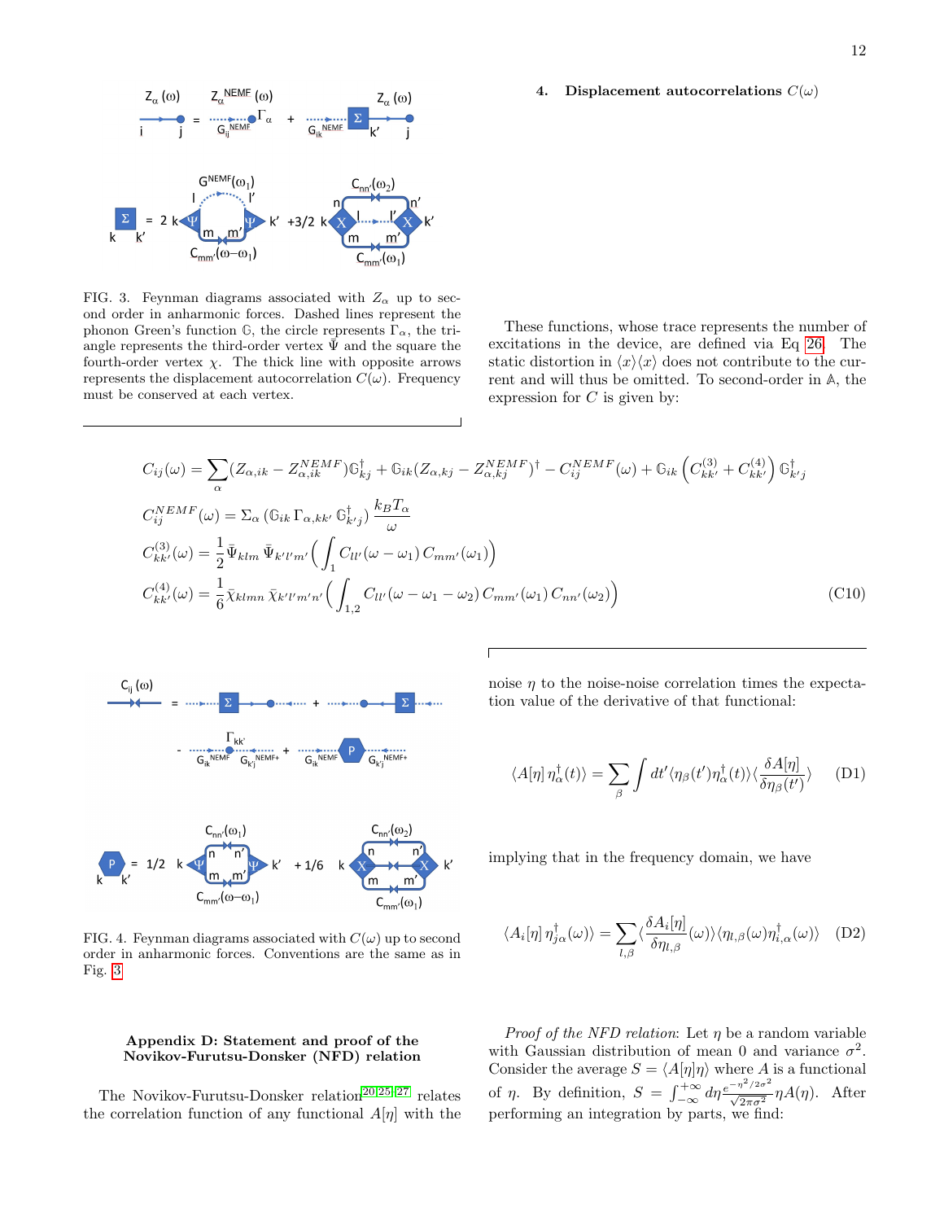FIG. 3. Feynman diagrams associated with $Z_\alpha$ up to second order in anharmonic forces. Dashed lines represent the phonon Green's function $\mathbb{G}$, the circle represents $\Gamma_\alpha$, the triangle represents the third-order vertex $\bar{\Psi}$ and the square the fourth-order vertex $\chi$. The thick line with opposite arrows represents the displacement autocorrelation $C(\omega)$. Frequency must be conserved at each vertex.

### 4. Displacement autocorrelations $C(\omega)$

These functions, whose trace represents the number of excitations in the device, are defined via Eq [26]. The static distortion in $\langle x\rangle\langle x\rangle$ does not contribute to the current and will thus be omitted. To second-order in $\mathbb{A}$, the expression for $C$ is given by:

$$
\begin{aligned}
C_{ij}(\omega) &= \sum_\alpha (Z_{\alpha,ik} - Z^{NEMF}_{\alpha,ik})\mathbb{G}^\dagger_{kj} + \mathbb{G}_{ik}(Z_{\alpha,kj} - Z^{NEMF}_{\alpha,kj})^\dagger - C^{NEMF}_{ij}(\omega) + \mathbb{G}_{ik}\left(C^{(3)}_{kk'} + C^{(4)}_{kk'}\right)\mathbb{G}^\dagger_{k'j} \\
C^{NEMF}_{ij}(\omega) &= \Sigma_\alpha\left(\mathbb{G}_{ik}\,\Gamma_{\alpha,kk'}\,\mathbb{G}^\dagger_{k'j}\right)\frac{k_B T_\alpha}{\omega} \\
C^{(3)}_{kk'}(\omega) &= \frac{1}{2}\bar{\Psi}_{klm}\,\bar{\Psi}_{k'l'm'}\Big(\int_1 C_{ll'}(\omega-\omega_1)\,C_{mm'}(\omega_1)\Big) \\
C^{(4)}_{kk'}(\omega) &= \frac{1}{6}\bar{\chi}_{klmn}\,\bar{\chi}_{k'l'm'n'}\Big(\int_{1,2} C_{ll'}(\omega-\omega_1-\omega_2)\,C_{mm'}(\omega_1)\,C_{nn'}(\omega_2)\Big)
\end{aligned} \tag{C10}
$$

FIG. 4. Feynman diagrams associated with $C(\omega)$ up to second order in anharmonic forces. Conventions are the same as in Fig. 3.

## Appendix D: Statement and proof of the Novikov-Furutsu-Donsker (NFD) relation

The Novikov-Furutsu-Donsker relation[20,25–27] relates the correlation function of any functional $A[\eta]$ with the noise $\eta$ to the noise-noise correlation times the expectation value of the derivative of that functional:

$$
\langle A[\eta]\,\eta^\dagger_\alpha(t)\rangle = \sum_\beta \int dt' \langle \eta_\beta(t')\eta^\dagger_\alpha(t)\rangle\langle \frac{\delta A[\eta]}{\delta\eta_\beta(t')}\rangle \tag{D1}
$$

implying that in the frequency domain, we have

$$
\langle A_i[\eta]\,\eta^\dagger_{j\alpha}(\omega)\rangle = \sum_{l,\beta}\langle \frac{\delta A_i[\eta]}{\delta\eta_{l,\beta}}(\omega)\rangle\langle \eta_{l,\beta}(\omega)\eta^\dagger_{i,\alpha}(\omega)\rangle \tag{D2}
$$

*Proof of the NFD relation*: Let $\eta$ be a random variable with Gaussian distribution of mean 0 and variance $\sigma^2$. Consider the average $S = \langle A[\eta]\eta\rangle$ where $A$ is a functional of $\eta$. By definition, $S = \int_{-\infty}^{+\infty} d\eta \frac{e^{-\eta^2/2\sigma^2}}{\sqrt{2\pi\sigma^2}}\eta A(\eta)$. After performing an integration by parts, we find: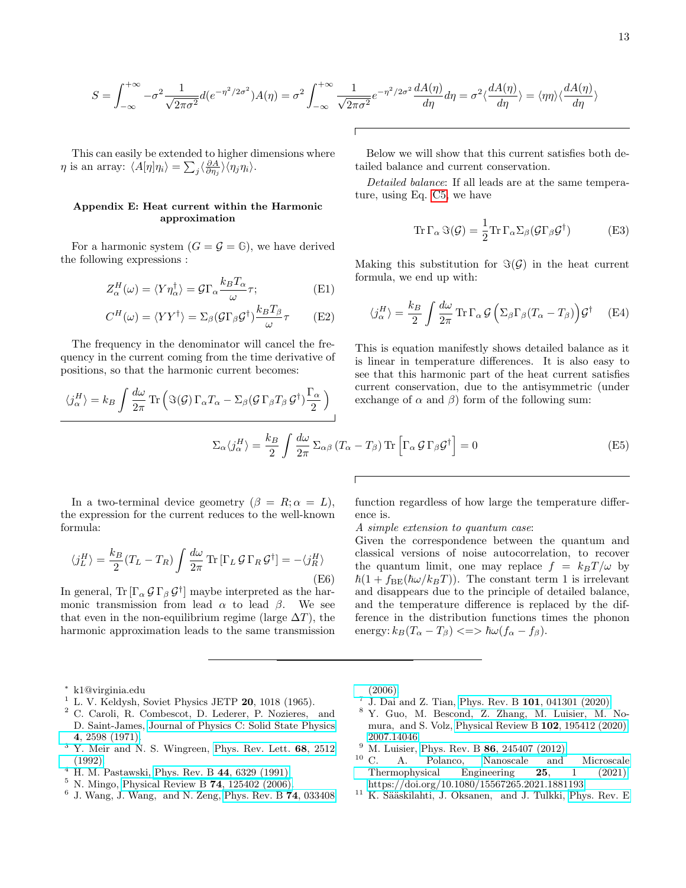$$S = \int_{-\infty}^{+\infty} -\sigma^2 \frac{1}{\sqrt{2\pi\sigma^2}} d(e^{-\eta^2/2\sigma^2}) A(\eta) = \sigma^2 \int_{-\infty}^{+\infty} \frac{1}{\sqrt{2\pi\sigma^2}} e^{-\eta^2/2\sigma^2} \frac{dA(\eta)}{d\eta} d\eta = \sigma^2 \langle \frac{dA(\eta)}{d\eta} \rangle = \langle \eta\eta \rangle \langle \frac{dA(\eta)}{d\eta} \rangle$$

This can easily be extended to higher dimensions where $\eta$ is an array: $\langle A[\eta]\eta_i \rangle = \sum_j \langle \frac{\partial A}{\partial \eta_j} \rangle \langle \eta_j \eta_i \rangle$.

### Appendix E: Heat current within the Harmonic approximation

For a harmonic system ($G = \mathcal{G} = \mathbb{G}$), we have derived the following expressions :

$$Z^H_\alpha(\omega) = \langle Y\eta^\dagger_\alpha \rangle = \mathcal{G}\Gamma_\alpha \frac{k_B T_\alpha}{\omega}\tau; \tag{E1}$$

$$C^H(\omega) = \langle YY^\dagger \rangle = \Sigma_\beta(\mathcal{G}\Gamma_\beta \mathcal{G}^\dagger) \frac{k_B T_\beta}{\omega}\tau \tag{E2}$$

The frequency in the denominator will cancel the frequency in the current coming from the time derivative of positions, so that the harmonic current becomes:

$$\langle j^H_\alpha \rangle = k_B \int \frac{d\omega}{2\pi} \operatorname{Tr}\Big( \Im(\mathcal{G})\,\Gamma_\alpha T_\alpha - \Sigma_\beta(\mathcal{G}\,\Gamma_\beta T_\beta\, \mathcal{G}^\dagger)\frac{\Gamma_\alpha}{2} \Big)$$

Below we will show that this current satisfies both detailed balance and current conservation.

*Detailed balance*: If all leads are at the same temperature, using Eq. C5, we have

$$\operatorname{Tr}\Gamma_\alpha\, \Im(\mathcal{G}) = \frac{1}{2}\operatorname{Tr}\Gamma_\alpha \Sigma_\beta(\mathcal{G}\Gamma_\beta\mathcal{G}^\dagger) \tag{E3}$$

Making this substitution for $\Im(\mathcal{G})$ in the heat current formula, we end up with:

$$\langle j^H_\alpha \rangle = \frac{k_B}{2} \int \frac{d\omega}{2\pi} \operatorname{Tr}\Gamma_\alpha\, \mathcal{G}\,\Big(\Sigma_\beta\Gamma_\beta(T_\alpha - T_\beta)\Big)\mathcal{G}^\dagger \tag{E4}$$

This is equation manifestly shows detailed balance as it is linear in temperature differences. It is also easy to see that this harmonic part of the heat current satisfies current conservation, due to the antisymmetric (under exchange of $\alpha$ and $\beta$) form of the following sum:

$$\Sigma_\alpha \langle j^H_\alpha \rangle = \frac{k_B}{2} \int \frac{d\omega}{2\pi}\, \Sigma_{\alpha\beta}\,(T_\alpha - T_\beta) \operatorname{Tr}\Big[\Gamma_\alpha\, \mathcal{G}\,\Gamma_\beta \mathcal{G}^\dagger\Big] = 0 \tag{E5}$$

In a two-terminal device geometry ($\beta = R; \alpha = L$), the expression for the current reduces to the well-known formula:

$$\langle j^H_L \rangle = \frac{k_B}{2}(T_L - T_R) \int \frac{d\omega}{2\pi} \operatorname{Tr}[\Gamma_L\, \mathcal{G}\,\Gamma_R\, \mathcal{G}^\dagger] = -\langle j^H_R \rangle \tag{E6}$$

In general, $\operatorname{Tr}[\Gamma_\alpha\, \mathcal{G}\, \Gamma_\beta\, \mathcal{G}^\dagger]$ maybe interpreted as the harmonic transmission from lead $\alpha$ to lead $\beta$. We see that even in the non-equilibrium regime (large $\Delta T$), the harmonic approximation leads to the same transmission function regardless of how large the temperature difference is.

*A simple extension to quantum case*:
Given the correspondence between the quantum and classical versions of noise autocorrelation, to recover the quantum limit, one may replace $f = k_B T/\omega$ by $\hbar(1 + f_{\rm BE}(\hbar\omega/k_B T))$. The constant term 1 is irrelevant and disappears due to the principle of detailed balance, and the temperature difference is replaced by the difference in the distribution functions times the phonon energy: $k_B(T_\alpha - T_\beta) <=> \hbar\omega(f_\alpha - f_\beta)$.

---

* k1@virginia.edu
[1] L. V. Keldysh, Soviet Physics JETP **20**, 1018 (1965).
[2] C. Caroli, R. Combescot, D. Lederer, P. Nozieres, and D. Saint-James, Journal of Physics C: Solid State Physics **4**, 2598 (1971).
[3] Y. Meir and N. S. Wingreen, Phys. Rev. Lett. **68**, 2512 (1992).
[4] H. M. Pastawski, Phys. Rev. B **44**, 6329 (1991).
[5] N. Mingo, Physical Review B **74**, 125402 (2006).
[6] J. Wang, J. Wang, and N. Zeng, Phys. Rev. B **74**, 033408 (2006).
[7] J. Dai and Z. Tian, Phys. Rev. B **101**, 041301 (2020).
[8] Y. Guo, M. Bescond, Z. Zhang, M. Luisier, M. Nomura, and S. Volz, Physical Review B **102**, 195412 (2020), 2007.14046.
[9] M. Luisier, Phys. Rev. B **86**, 245407 (2012).
[10] C. A. Polanco, Nanoscale and Microscale Thermophysical Engineering **25**, 1 (2021), https://doi.org/10.1080/15567265.2021.1881193.
[11] K. Sääskilahti, J. Oksanen, and J. Tulkki, Phys. Rev. E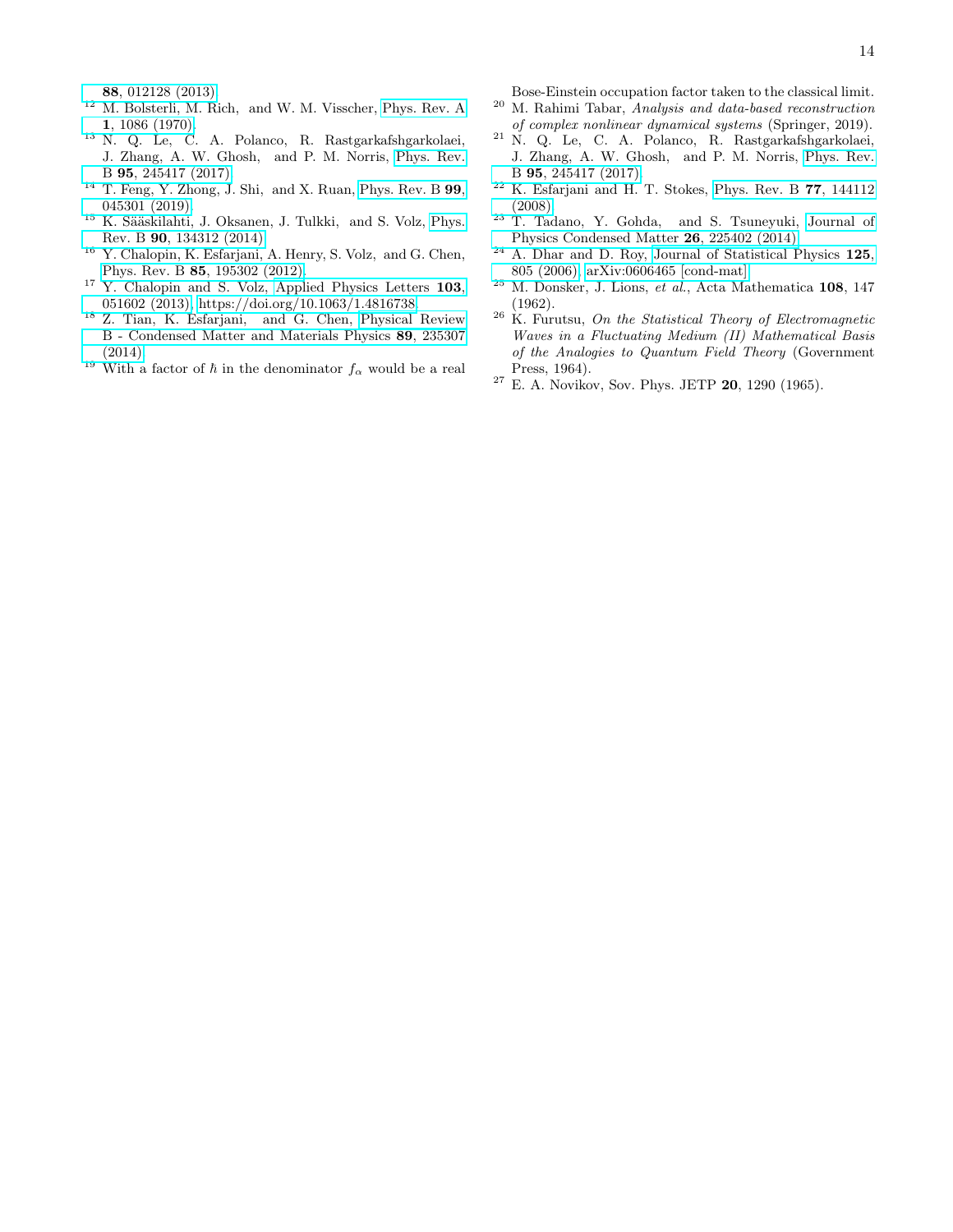**88**, 012128 (2013).

[12] M. Bolsterli, M. Rich, and W. M. Visscher, Phys. Rev. A **1**, 1086 (1970).

[13] N. Q. Le, C. A. Polanco, R. Rastgarkafshgarkolaei, J. Zhang, A. W. Ghosh, and P. M. Norris, Phys. Rev. B **95**, 245417 (2017).

[14] T. Feng, Y. Zhong, J. Shi, and X. Ruan, Phys. Rev. B **99**, 045301 (2019).

[15] K. Sääskilahti, J. Oksanen, J. Tulkki, and S. Volz, Phys. Rev. B **90**, 134312 (2014).

[16] Y. Chalopin, K. Esfarjani, A. Henry, S. Volz, and G. Chen, Phys. Rev. B **85**, 195302 (2012).

[17] Y. Chalopin and S. Volz, Applied Physics Letters **103**, 051602 (2013), https://doi.org/10.1063/1.4816738.

[18] Z. Tian, K. Esfarjani, and G. Chen, Physical Review B - Condensed Matter and Materials Physics **89**, 235307 (2014).

[19] With a factor of $\hbar$ in the denominator $f_\alpha$ would be a real Bose-Einstein occupation factor taken to the classical limit.

[20] M. Rahimi Tabar, *Analysis and data-based reconstruction of complex nonlinear dynamical systems* (Springer, 2019).

[21] N. Q. Le, C. A. Polanco, R. Rastgarkafshgarkolaei, J. Zhang, A. W. Ghosh, and P. M. Norris, Phys. Rev. B **95**, 245417 (2017).

[22] K. Esfarjani and H. T. Stokes, Phys. Rev. B **77**, 144112 (2008).

[23] T. Tadano, Y. Gohda, and S. Tsuneyuki, Journal of Physics Condensed Matter **26**, 225402 (2014).

[24] A. Dhar and D. Roy, Journal of Statistical Physics **125**, 805 (2006), arXiv:0606465 [cond-mat].

[25] M. Donsker, J. Lions, *et al.*, Acta Mathematica **108**, 147 (1962).

[26] K. Furutsu, *On the Statistical Theory of Electromagnetic Waves in a Fluctuating Medium (II) Mathematical Basis of the Analogies to Quantum Field Theory* (Government Press, 1964).

[27] E. A. Novikov, Sov. Phys. JETP **20**, 1290 (1965).